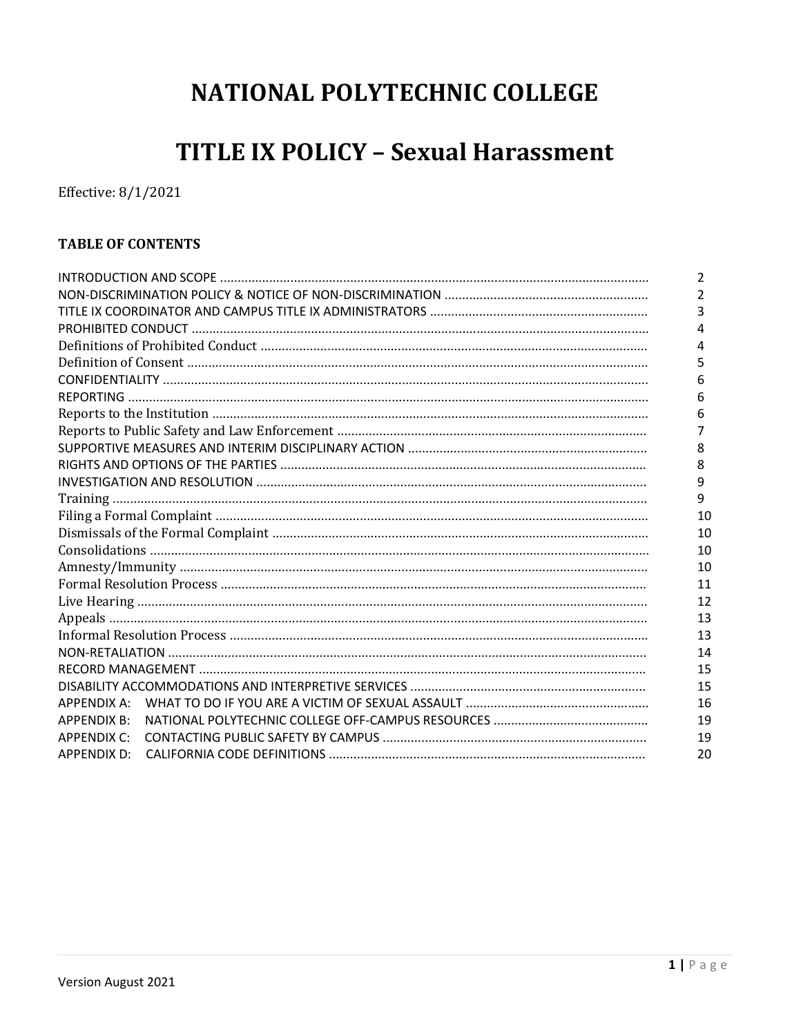# NATIONAL POLYTECHNIC COLLEGE

# TITLE IX POLICY – Sexual Harassment

Effective: 8/1/2021

### TABLE OF CONTENTS

| | |
|---|---|
| INTRODUCTION AND SCOPE | 2 |
| NON-DISCRIMINATION POLICY & NOTICE OF NON-DISCRIMINATION | 2 |
| TITLE IX COORDINATOR AND CAMPUS TITLE IX ADMINISTRATORS | 3 |
| PROHIBITED CONDUCT | 4 |
| Definitions of Prohibited Conduct | 4 |
| Definition of Consent | 5 |
| CONFIDENTIALITY | 6 |
| REPORTING | 6 |
| Reports to the Institution | 6 |
| Reports to Public Safety and Law Enforcement | 7 |
| SUPPORTIVE MEASURES AND INTERIM DISCIPLINARY ACTION | 8 |
| RIGHTS AND OPTIONS OF THE PARTIES | 8 |
| INVESTIGATION AND RESOLUTION | 9 |
| Training | 9 |
| Filing a Formal Complaint | 10 |
| Dismissals of the Formal Complaint | 10 |
| Consolidations | 10 |
| Amnesty/Immunity | 10 |
| Formal Resolution Process | 11 |
| Live Hearing | 12 |
| Appeals | 13 |
| Informal Resolution Process | 13 |
| NON-RETALIATION | 14 |
| RECORD MANAGEMENT | 15 |
| DISABILITY ACCOMMODATIONS AND INTERPRETIVE SERVICES | 15 |
| APPENDIX A: WHAT TO DO IF YOU ARE A VICTIM OF SEXUAL ASSAULT | 16 |
| APPENDIX B: NATIONAL POLYTECHNIC COLLEGE OFF-CAMPUS RESOURCES | 19 |
| APPENDIX C: CONTACTING PUBLIC SAFETY BY CAMPUS | 19 |
| APPENDIX D: CALIFORNIA CODE DEFINITIONS | 20 |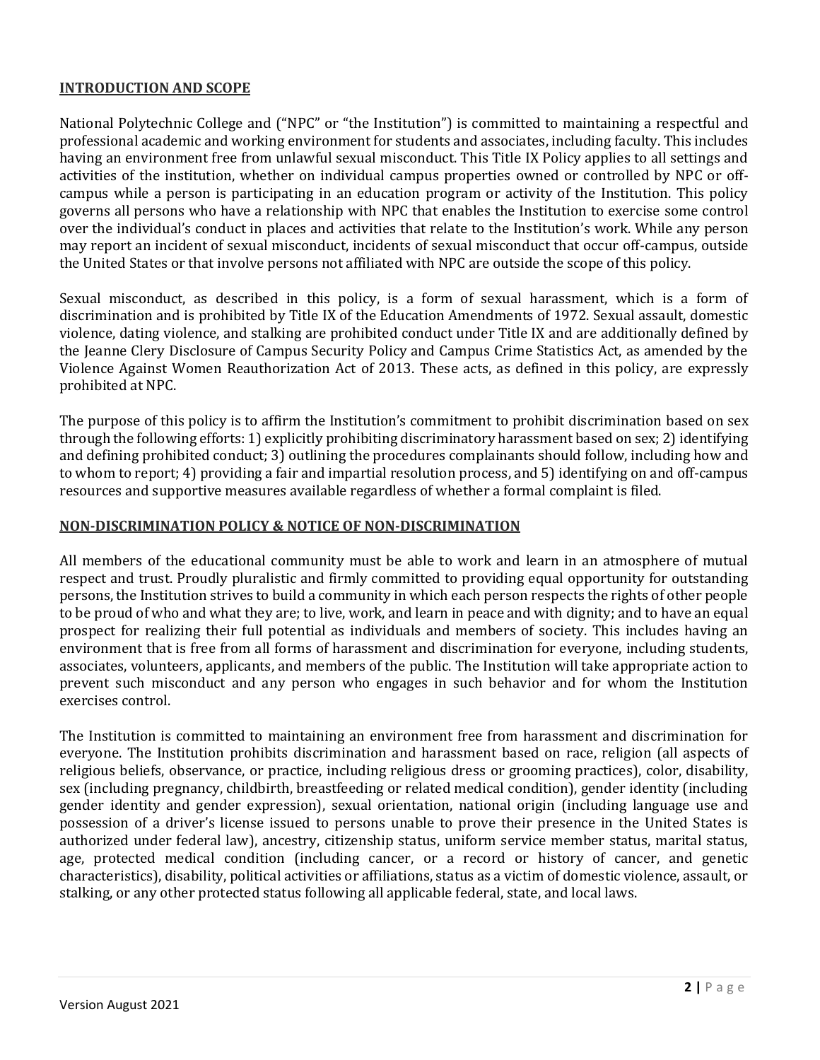## INTRODUCTION AND SCOPE

National Polytechnic College and ("NPC" or "the Institution") is committed to maintaining a respectful and professional academic and working environment for students and associates, including faculty. This includes having an environment free from unlawful sexual misconduct. This Title IX Policy applies to all settings and activities of the institution, whether on individual campus properties owned or controlled by NPC or off-campus while a person is participating in an education program or activity of the Institution. This policy governs all persons who have a relationship with NPC that enables the Institution to exercise some control over the individual's conduct in places and activities that relate to the Institution's work. While any person may report an incident of sexual misconduct, incidents of sexual misconduct that occur off-campus, outside the United States or that involve persons not affiliated with NPC are outside the scope of this policy.

Sexual misconduct, as described in this policy, is a form of sexual harassment, which is a form of discrimination and is prohibited by Title IX of the Education Amendments of 1972. Sexual assault, domestic violence, dating violence, and stalking are prohibited conduct under Title IX and are additionally defined by the Jeanne Clery Disclosure of Campus Security Policy and Campus Crime Statistics Act, as amended by the Violence Against Women Reauthorization Act of 2013. These acts, as defined in this policy, are expressly prohibited at NPC.

The purpose of this policy is to affirm the Institution's commitment to prohibit discrimination based on sex through the following efforts: 1) explicitly prohibiting discriminatory harassment based on sex; 2) identifying and defining prohibited conduct; 3) outlining the procedures complainants should follow, including how and to whom to report; 4) providing a fair and impartial resolution process, and 5) identifying on and off-campus resources and supportive measures available regardless of whether a formal complaint is filed.

## NON-DISCRIMINATION POLICY & NOTICE OF NON-DISCRIMINATION

All members of the educational community must be able to work and learn in an atmosphere of mutual respect and trust. Proudly pluralistic and firmly committed to providing equal opportunity for outstanding persons, the Institution strives to build a community in which each person respects the rights of other people to be proud of who and what they are; to live, work, and learn in peace and with dignity; and to have an equal prospect for realizing their full potential as individuals and members of society. This includes having an environment that is free from all forms of harassment and discrimination for everyone, including students, associates, volunteers, applicants, and members of the public. The Institution will take appropriate action to prevent such misconduct and any person who engages in such behavior and for whom the Institution exercises control.

The Institution is committed to maintaining an environment free from harassment and discrimination for everyone. The Institution prohibits discrimination and harassment based on race, religion (all aspects of religious beliefs, observance, or practice, including religious dress or grooming practices), color, disability, sex (including pregnancy, childbirth, breastfeeding or related medical condition), gender identity (including gender identity and gender expression), sexual orientation, national origin (including language use and possession of a driver's license issued to persons unable to prove their presence in the United States is authorized under federal law), ancestry, citizenship status, uniform service member status, marital status, age, protected medical condition (including cancer, or a record or history of cancer, and genetic characteristics), disability, political activities or affiliations, status as a victim of domestic violence, assault, or stalking, or any other protected status following all applicable federal, state, and local laws.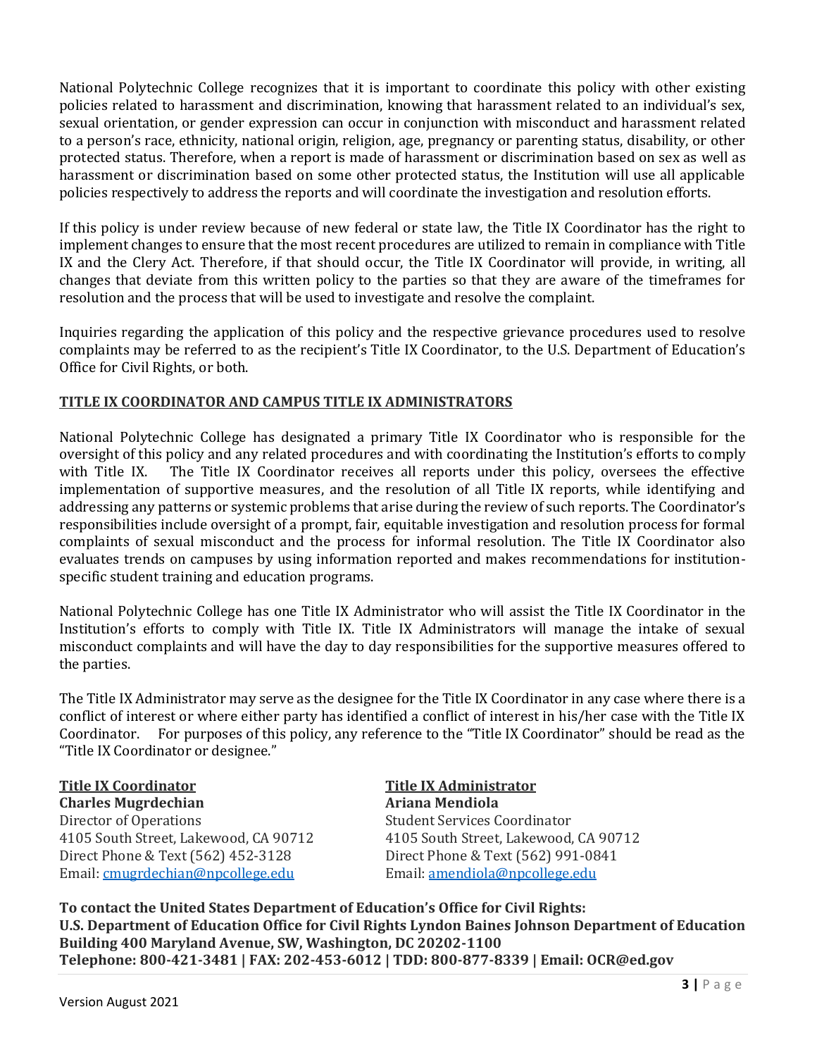National Polytechnic College recognizes that it is important to coordinate this policy with other existing policies related to harassment and discrimination, knowing that harassment related to an individual's sex, sexual orientation, or gender expression can occur in conjunction with misconduct and harassment related to a person's race, ethnicity, national origin, religion, age, pregnancy or parenting status, disability, or other protected status. Therefore, when a report is made of harassment or discrimination based on sex as well as harassment or discrimination based on some other protected status, the Institution will use all applicable policies respectively to address the reports and will coordinate the investigation and resolution efforts.

If this policy is under review because of new federal or state law, the Title IX Coordinator has the right to implement changes to ensure that the most recent procedures are utilized to remain in compliance with Title IX and the Clery Act. Therefore, if that should occur, the Title IX Coordinator will provide, in writing, all changes that deviate from this written policy to the parties so that they are aware of the timeframes for resolution and the process that will be used to investigate and resolve the complaint.

Inquiries regarding the application of this policy and the respective grievance procedures used to resolve complaints may be referred to as the recipient's Title IX Coordinator, to the U.S. Department of Education's Office for Civil Rights, or both.

## TITLE IX COORDINATOR AND CAMPUS TITLE IX ADMINISTRATORS

National Polytechnic College has designated a primary Title IX Coordinator who is responsible for the oversight of this policy and any related procedures and with coordinating the Institution's efforts to comply with Title IX. The Title IX Coordinator receives all reports under this policy, oversees the effective implementation of supportive measures, and the resolution of all Title IX reports, while identifying and addressing any patterns or systemic problems that arise during the review of such reports. The Coordinator's responsibilities include oversight of a prompt, fair, equitable investigation and resolution process for formal complaints of sexual misconduct and the process for informal resolution. The Title IX Coordinator also evaluates trends on campuses by using information reported and makes recommendations for institution-specific student training and education programs.

National Polytechnic College has one Title IX Administrator who will assist the Title IX Coordinator in the Institution's efforts to comply with Title IX. Title IX Administrators will manage the intake of sexual misconduct complaints and will have the day to day responsibilities for the supportive measures offered to the parties.

The Title IX Administrator may serve as the designee for the Title IX Coordinator in any case where there is a conflict of interest or where either party has identified a conflict of interest in his/her case with the Title IX Coordinator. For purposes of this policy, any reference to the "Title IX Coordinator" should be read as the "Title IX Coordinator or designee."

**Title IX Coordinator**
**Charles Mugrdechian**
Director of Operations
4105 South Street, Lakewood, CA 90712
Direct Phone & Text (562) 452-3128
Email: cmugrdechian@npcollege.edu

**Title IX Administrator**
**Ariana Mendiola**
Student Services Coordinator
4105 South Street, Lakewood, CA 90712
Direct Phone & Text (562) 991-0841
Email: amendiola@npcollege.edu

**To contact the United States Department of Education's Office for Civil Rights:**
**U.S. Department of Education Office for Civil Rights Lyndon Baines Johnson Department of Education Building 400 Maryland Avenue, SW, Washington, DC 20202-1100**
**Telephone: 800-421-3481 | FAX: 202-453-6012 | TDD: 800-877-8339 | Email: OCR@ed.gov**

Version August 2021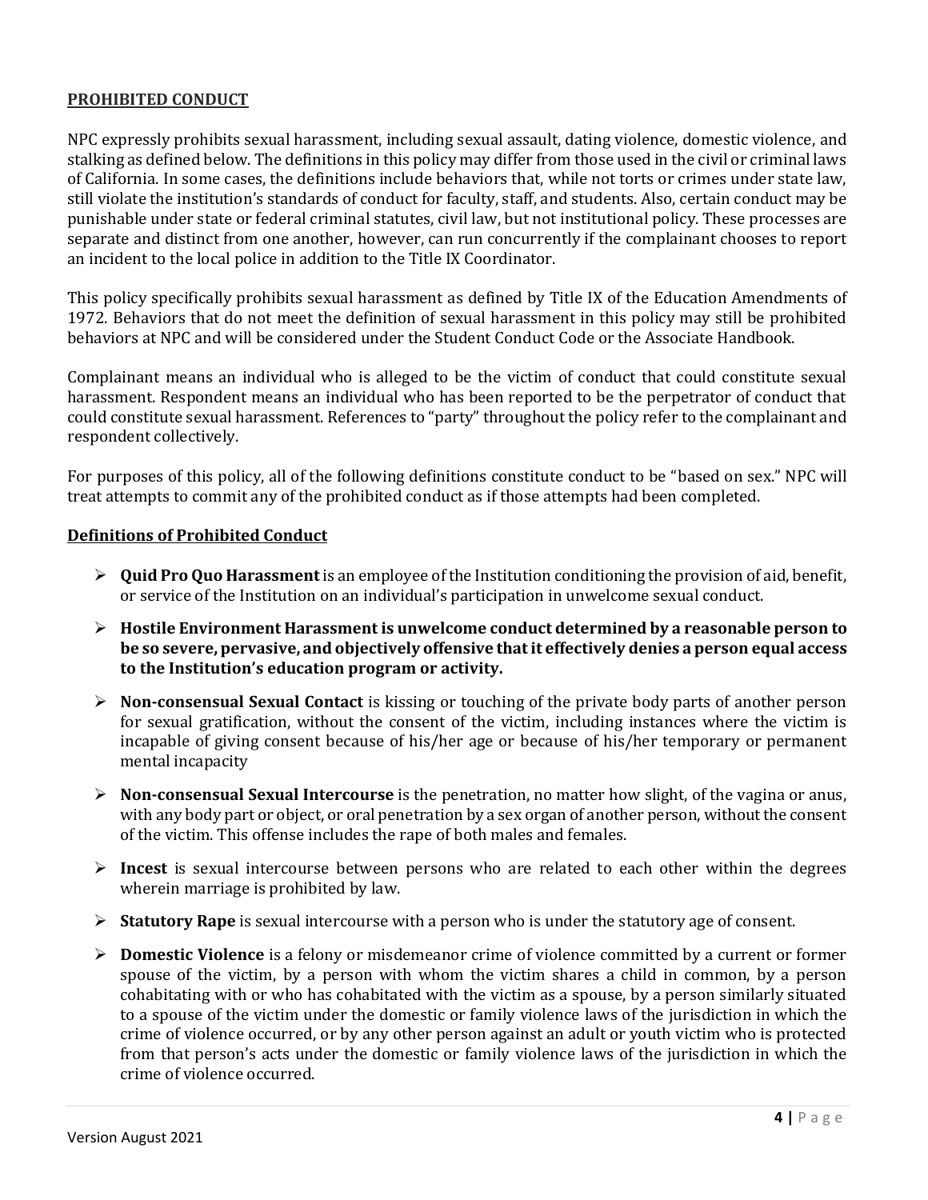## PROHIBITED CONDUCT

NPC expressly prohibits sexual harassment, including sexual assault, dating violence, domestic violence, and stalking as defined below. The definitions in this policy may differ from those used in the civil or criminal laws of California. In some cases, the definitions include behaviors that, while not torts or crimes under state law, still violate the institution's standards of conduct for faculty, staff, and students. Also, certain conduct may be punishable under state or federal criminal statutes, civil law, but not institutional policy. These processes are separate and distinct from one another, however, can run concurrently if the complainant chooses to report an incident to the local police in addition to the Title IX Coordinator.

This policy specifically prohibits sexual harassment as defined by Title IX of the Education Amendments of 1972. Behaviors that do not meet the definition of sexual harassment in this policy may still be prohibited behaviors at NPC and will be considered under the Student Conduct Code or the Associate Handbook.

Complainant means an individual who is alleged to be the victim of conduct that could constitute sexual harassment. Respondent means an individual who has been reported to be the perpetrator of conduct that could constitute sexual harassment. References to "party" throughout the policy refer to the complainant and respondent collectively.

For purposes of this policy, all of the following definitions constitute conduct to be "based on sex." NPC will treat attempts to commit any of the prohibited conduct as if those attempts had been completed.

### Definitions of Prohibited Conduct

- **Quid Pro Quo Harassment** is an employee of the Institution conditioning the provision of aid, benefit, or service of the Institution on an individual's participation in unwelcome sexual conduct.
- **Hostile Environment Harassment is unwelcome conduct determined by a reasonable person to be so severe, pervasive, and objectively offensive that it effectively denies a person equal access to the Institution's education program or activity.**
- **Non-consensual Sexual Contact** is kissing or touching of the private body parts of another person for sexual gratification, without the consent of the victim, including instances where the victim is incapable of giving consent because of his/her age or because of his/her temporary or permanent mental incapacity
- **Non-consensual Sexual Intercourse** is the penetration, no matter how slight, of the vagina or anus, with any body part or object, or oral penetration by a sex organ of another person, without the consent of the victim. This offense includes the rape of both males and females.
- **Incest** is sexual intercourse between persons who are related to each other within the degrees wherein marriage is prohibited by law.
- **Statutory Rape** is sexual intercourse with a person who is under the statutory age of consent.
- **Domestic Violence** is a felony or misdemeanor crime of violence committed by a current or former spouse of the victim, by a person with whom the victim shares a child in common, by a person cohabitating with or who has cohabitated with the victim as a spouse, by a person similarly situated to a spouse of the victim under the domestic or family violence laws of the jurisdiction in which the crime of violence occurred, or by any other person against an adult or youth victim who is protected from that person's acts under the domestic or family violence laws of the jurisdiction in which the crime of violence occurred.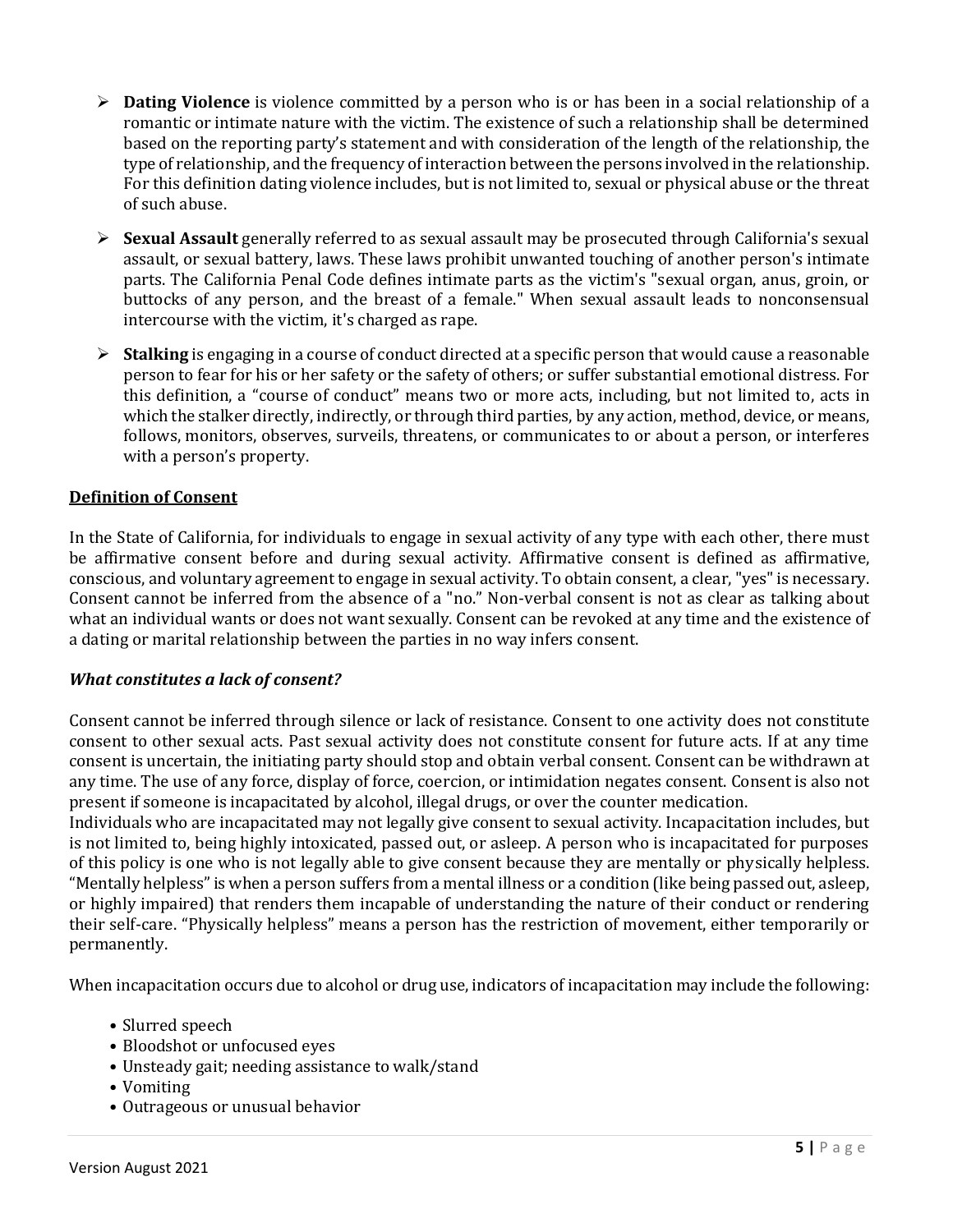- **Dating Violence** is violence committed by a person who is or has been in a social relationship of a romantic or intimate nature with the victim. The existence of such a relationship shall be determined based on the reporting party's statement and with consideration of the length of the relationship, the type of relationship, and the frequency of interaction between the persons involved in the relationship. For this definition dating violence includes, but is not limited to, sexual or physical abuse or the threat of such abuse.

- **Sexual Assault** generally referred to as sexual assault may be prosecuted through California's sexual assault, or sexual battery, laws. These laws prohibit unwanted touching of another person's intimate parts. The California Penal Code defines intimate parts as the victim's "sexual organ, anus, groin, or buttocks of any person, and the breast of a female." When sexual assault leads to nonconsensual intercourse with the victim, it's charged as rape.

- **Stalking** is engaging in a course of conduct directed at a specific person that would cause a reasonable person to fear for his or her safety or the safety of others; or suffer substantial emotional distress. For this definition, a "course of conduct" means two or more acts, including, but not limited to, acts in which the stalker directly, indirectly, or through third parties, by any action, method, device, or means, follows, monitors, observes, surveils, threatens, or communicates to or about a person, or interferes with a person's property.

## Definition of Consent

In the State of California, for individuals to engage in sexual activity of any type with each other, there must be affirmative consent before and during sexual activity. Affirmative consent is defined as affirmative, conscious, and voluntary agreement to engage in sexual activity. To obtain consent, a clear, "yes" is necessary. Consent cannot be inferred from the absence of a "no." Non-verbal consent is not as clear as talking about what an individual wants or does not want sexually. Consent can be revoked at any time and the existence of a dating or marital relationship between the parties in no way infers consent.

### *What constitutes a lack of consent?*

Consent cannot be inferred through silence or lack of resistance. Consent to one activity does not constitute consent to other sexual acts. Past sexual activity does not constitute consent for future acts. If at any time consent is uncertain, the initiating party should stop and obtain verbal consent. Consent can be withdrawn at any time. The use of any force, display of force, coercion, or intimidation negates consent. Consent is also not present if someone is incapacitated by alcohol, illegal drugs, or over the counter medication.
Individuals who are incapacitated may not legally give consent to sexual activity. Incapacitation includes, but is not limited to, being highly intoxicated, passed out, or asleep. A person who is incapacitated for purposes of this policy is one who is not legally able to give consent because they are mentally or physically helpless. "Mentally helpless" is when a person suffers from a mental illness or a condition (like being passed out, asleep, or highly impaired) that renders them incapable of understanding the nature of their conduct or rendering their self-care. "Physically helpless" means a person has the restriction of movement, either temporarily or permanently.

When incapacitation occurs due to alcohol or drug use, indicators of incapacitation may include the following:

- Slurred speech
- Bloodshot or unfocused eyes
- Unsteady gait; needing assistance to walk/stand
- Vomiting
- Outrageous or unusual behavior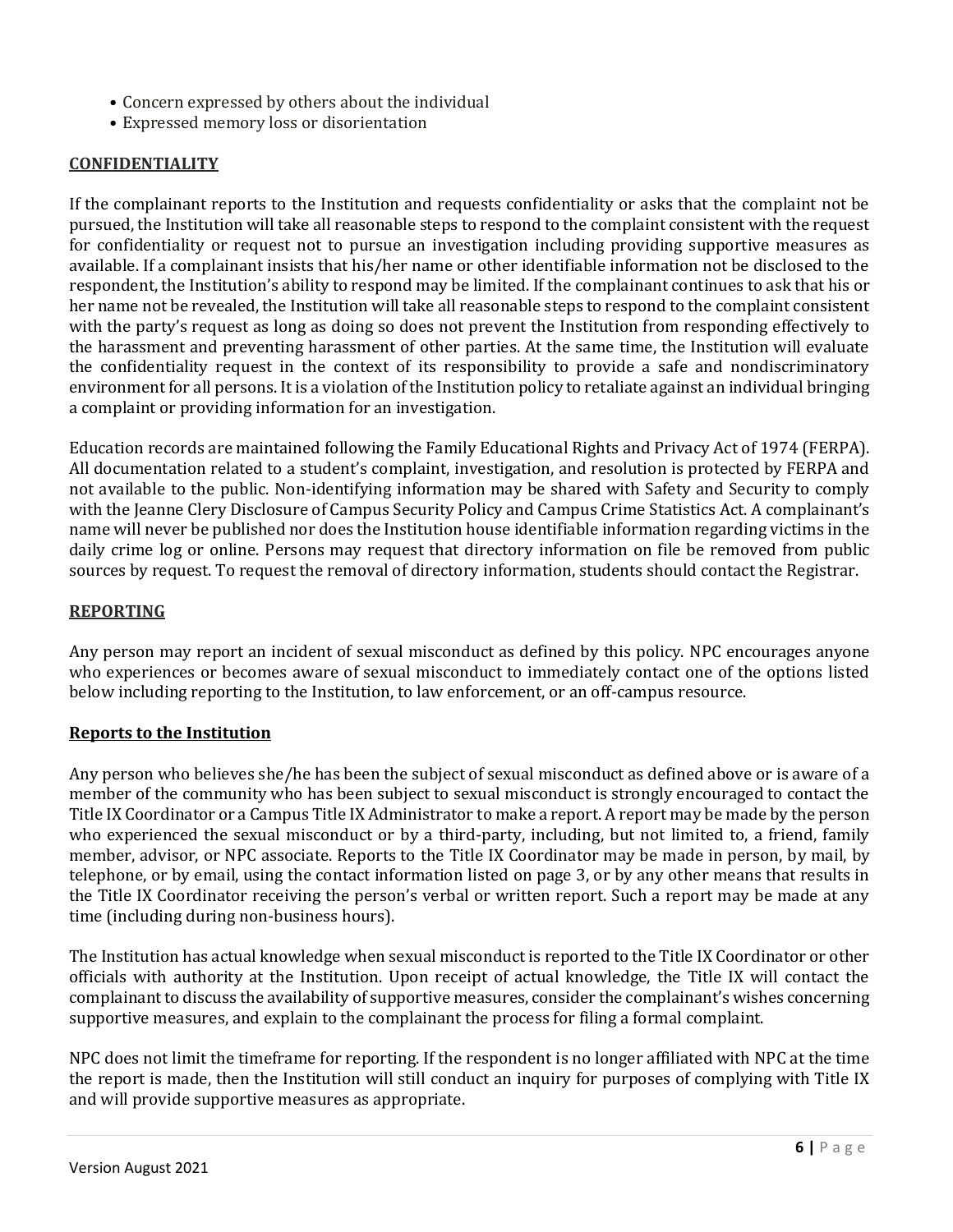- Concern expressed by others about the individual
- Expressed memory loss or disorientation

## CONFIDENTIALITY

If the complainant reports to the Institution and requests confidentiality or asks that the complaint not be pursued, the Institution will take all reasonable steps to respond to the complaint consistent with the request for confidentiality or request not to pursue an investigation including providing supportive measures as available. If a complainant insists that his/her name or other identifiable information not be disclosed to the respondent, the Institution's ability to respond may be limited. If the complainant continues to ask that his or her name not be revealed, the Institution will take all reasonable steps to respond to the complaint consistent with the party's request as long as doing so does not prevent the Institution from responding effectively to the harassment and preventing harassment of other parties. At the same time, the Institution will evaluate the confidentiality request in the context of its responsibility to provide a safe and nondiscriminatory environment for all persons. It is a violation of the Institution policy to retaliate against an individual bringing a complaint or providing information for an investigation.

Education records are maintained following the Family Educational Rights and Privacy Act of 1974 (FERPA). All documentation related to a student's complaint, investigation, and resolution is protected by FERPA and not available to the public. Non-identifying information may be shared with Safety and Security to comply with the Jeanne Clery Disclosure of Campus Security Policy and Campus Crime Statistics Act. A complainant's name will never be published nor does the Institution house identifiable information regarding victims in the daily crime log or online. Persons may request that directory information on file be removed from public sources by request. To request the removal of directory information, students should contact the Registrar.

## REPORTING

Any person may report an incident of sexual misconduct as defined by this policy. NPC encourages anyone who experiences or becomes aware of sexual misconduct to immediately contact one of the options listed below including reporting to the Institution, to law enforcement, or an off-campus resource.

### Reports to the Institution

Any person who believes she/he has been the subject of sexual misconduct as defined above or is aware of a member of the community who has been subject to sexual misconduct is strongly encouraged to contact the Title IX Coordinator or a Campus Title IX Administrator to make a report. A report may be made by the person who experienced the sexual misconduct or by a third-party, including, but not limited to, a friend, family member, advisor, or NPC associate. Reports to the Title IX Coordinator may be made in person, by mail, by telephone, or by email, using the contact information listed on page 3, or by any other means that results in the Title IX Coordinator receiving the person's verbal or written report. Such a report may be made at any time (including during non-business hours).

The Institution has actual knowledge when sexual misconduct is reported to the Title IX Coordinator or other officials with authority at the Institution. Upon receipt of actual knowledge, the Title IX will contact the complainant to discuss the availability of supportive measures, consider the complainant's wishes concerning supportive measures, and explain to the complainant the process for filing a formal complaint.

NPC does not limit the timeframe for reporting. If the respondent is no longer affiliated with NPC at the time the report is made, then the Institution will still conduct an inquiry for purposes of complying with Title IX and will provide supportive measures as appropriate.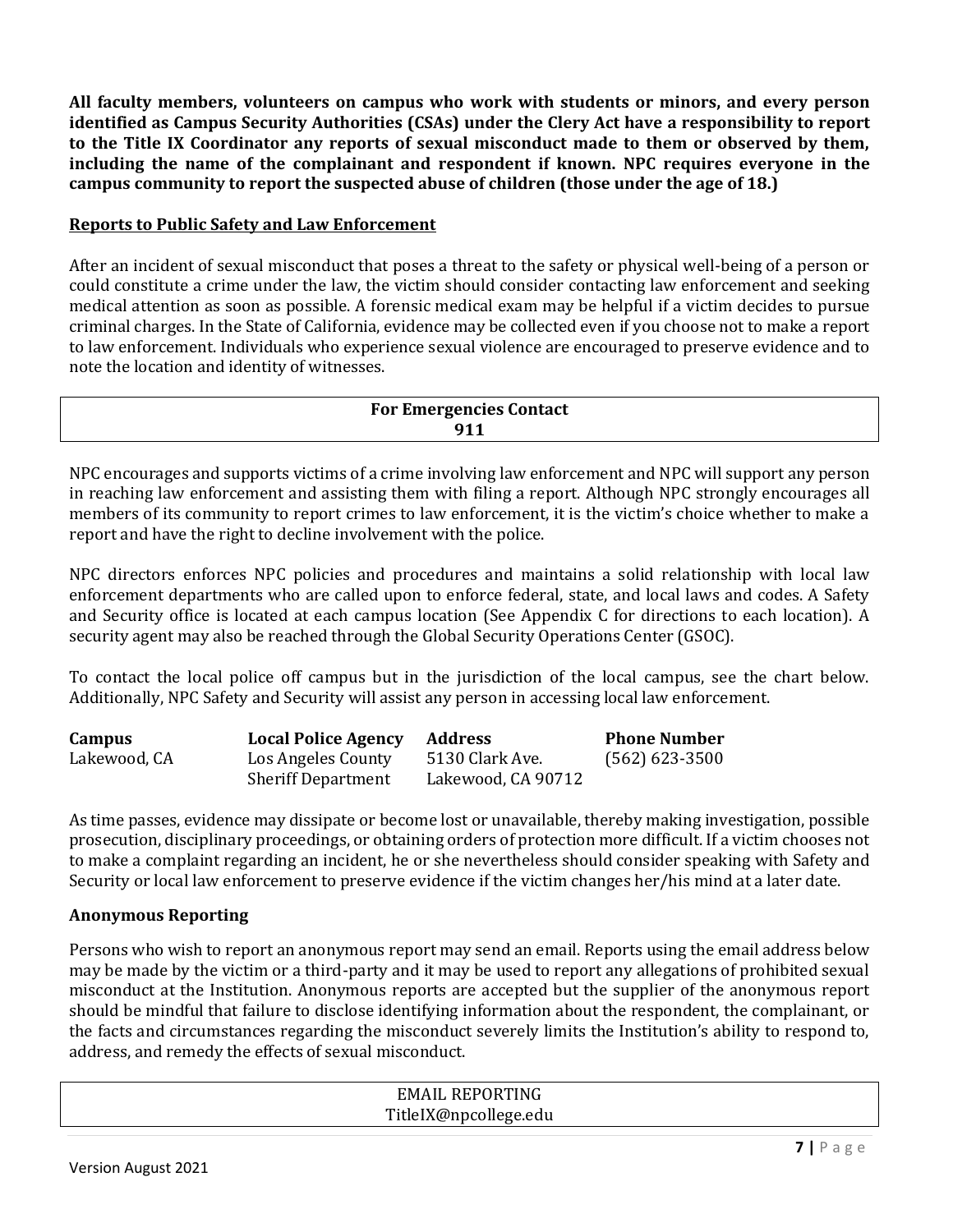**All faculty members, volunteers on campus who work with students or minors, and every person identified as Campus Security Authorities (CSAs) under the Clery Act have a responsibility to report to the Title IX Coordinator any reports of sexual misconduct made to them or observed by them, including the name of the complainant and respondent if known. NPC requires everyone in the campus community to report the suspected abuse of children (those under the age of 18.)**

## Reports to Public Safety and Law Enforcement

After an incident of sexual misconduct that poses a threat to the safety or physical well-being of a person or could constitute a crime under the law, the victim should consider contacting law enforcement and seeking medical attention as soon as possible. A forensic medical exam may be helpful if a victim decides to pursue criminal charges. In the State of California, evidence may be collected even if you choose not to make a report to law enforcement. Individuals who experience sexual violence are encouraged to preserve evidence and to note the location and identity of witnesses.

| **For Emergencies Contact**<br>**911** |
|---|

NPC encourages and supports victims of a crime involving law enforcement and NPC will support any person in reaching law enforcement and assisting them with filing a report. Although NPC strongly encourages all members of its community to report crimes to law enforcement, it is the victim's choice whether to make a report and have the right to decline involvement with the police.

NPC directors enforces NPC policies and procedures and maintains a solid relationship with local law enforcement departments who are called upon to enforce federal, state, and local laws and codes. A Safety and Security office is located at each campus location (See Appendix C for directions to each location). A security agent may also be reached through the Global Security Operations Center (GSOC).

To contact the local police off campus but in the jurisdiction of the local campus, see the chart below. Additionally, NPC Safety and Security will assist any person in accessing local law enforcement.

| Campus | Local Police Agency | Address | Phone Number |
|---|---|---|---|
| Lakewood, CA | Los Angeles County Sheriff Department | 5130 Clark Ave. Lakewood, CA 90712 | (562) 623-3500 |

As time passes, evidence may dissipate or become lost or unavailable, thereby making investigation, possible prosecution, disciplinary proceedings, or obtaining orders of protection more difficult. If a victim chooses not to make a complaint regarding an incident, he or she nevertheless should consider speaking with Safety and Security or local law enforcement to preserve evidence if the victim changes her/his mind at a later date.

### Anonymous Reporting

Persons who wish to report an anonymous report may send an email. Reports using the email address below may be made by the victim or a third-party and it may be used to report any allegations of prohibited sexual misconduct at the Institution. Anonymous reports are accepted but the supplier of the anonymous report should be mindful that failure to disclose identifying information about the respondent, the complainant, or the facts and circumstances regarding the misconduct severely limits the Institution's ability to respond to, address, and remedy the effects of sexual misconduct.

| EMAIL REPORTING<br>TitleIX@npcollege.edu |
|---|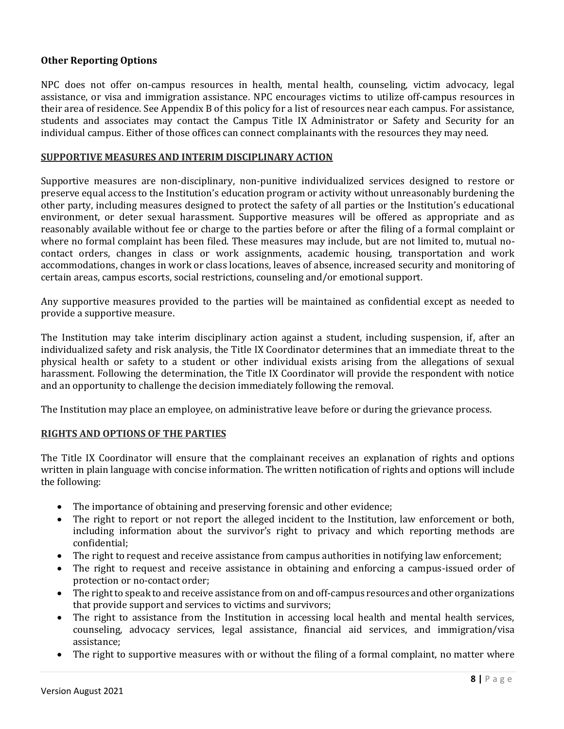### Other Reporting Options

NPC does not offer on-campus resources in health, mental health, counseling, victim advocacy, legal assistance, or visa and immigration assistance. NPC encourages victims to utilize off-campus resources in their area of residence. See Appendix B of this policy for a list of resources near each campus. For assistance, students and associates may contact the Campus Title IX Administrator or Safety and Security for an individual campus. Either of those offices can connect complainants with the resources they may need.

## SUPPORTIVE MEASURES AND INTERIM DISCIPLINARY ACTION

Supportive measures are non-disciplinary, non-punitive individualized services designed to restore or preserve equal access to the Institution's education program or activity without unreasonably burdening the other party, including measures designed to protect the safety of all parties or the Institution's educational environment, or deter sexual harassment. Supportive measures will be offered as appropriate and as reasonably available without fee or charge to the parties before or after the filing of a formal complaint or where no formal complaint has been filed. These measures may include, but are not limited to, mutual no-contact orders, changes in class or work assignments, academic housing, transportation and work accommodations, changes in work or class locations, leaves of absence, increased security and monitoring of certain areas, campus escorts, social restrictions, counseling and/or emotional support.

Any supportive measures provided to the parties will be maintained as confidential except as needed to provide a supportive measure.

The Institution may take interim disciplinary action against a student, including suspension, if, after an individualized safety and risk analysis, the Title IX Coordinator determines that an immediate threat to the physical health or safety to a student or other individual exists arising from the allegations of sexual harassment. Following the determination, the Title IX Coordinator will provide the respondent with notice and an opportunity to challenge the decision immediately following the removal.

The Institution may place an employee, on administrative leave before or during the grievance process.

## RIGHTS AND OPTIONS OF THE PARTIES

The Title IX Coordinator will ensure that the complainant receives an explanation of rights and options written in plain language with concise information. The written notification of rights and options will include the following:

- The importance of obtaining and preserving forensic and other evidence;
- The right to report or not report the alleged incident to the Institution, law enforcement or both, including information about the survivor's right to privacy and which reporting methods are confidential;
- The right to request and receive assistance from campus authorities in notifying law enforcement;
- The right to request and receive assistance in obtaining and enforcing a campus-issued order of protection or no-contact order;
- The right to speak to and receive assistance from on and off-campus resources and other organizations that provide support and services to victims and survivors;
- The right to assistance from the Institution in accessing local health and mental health services, counseling, advocacy services, legal assistance, financial aid services, and immigration/visa assistance;
- The right to supportive measures with or without the filing of a formal complaint, no matter where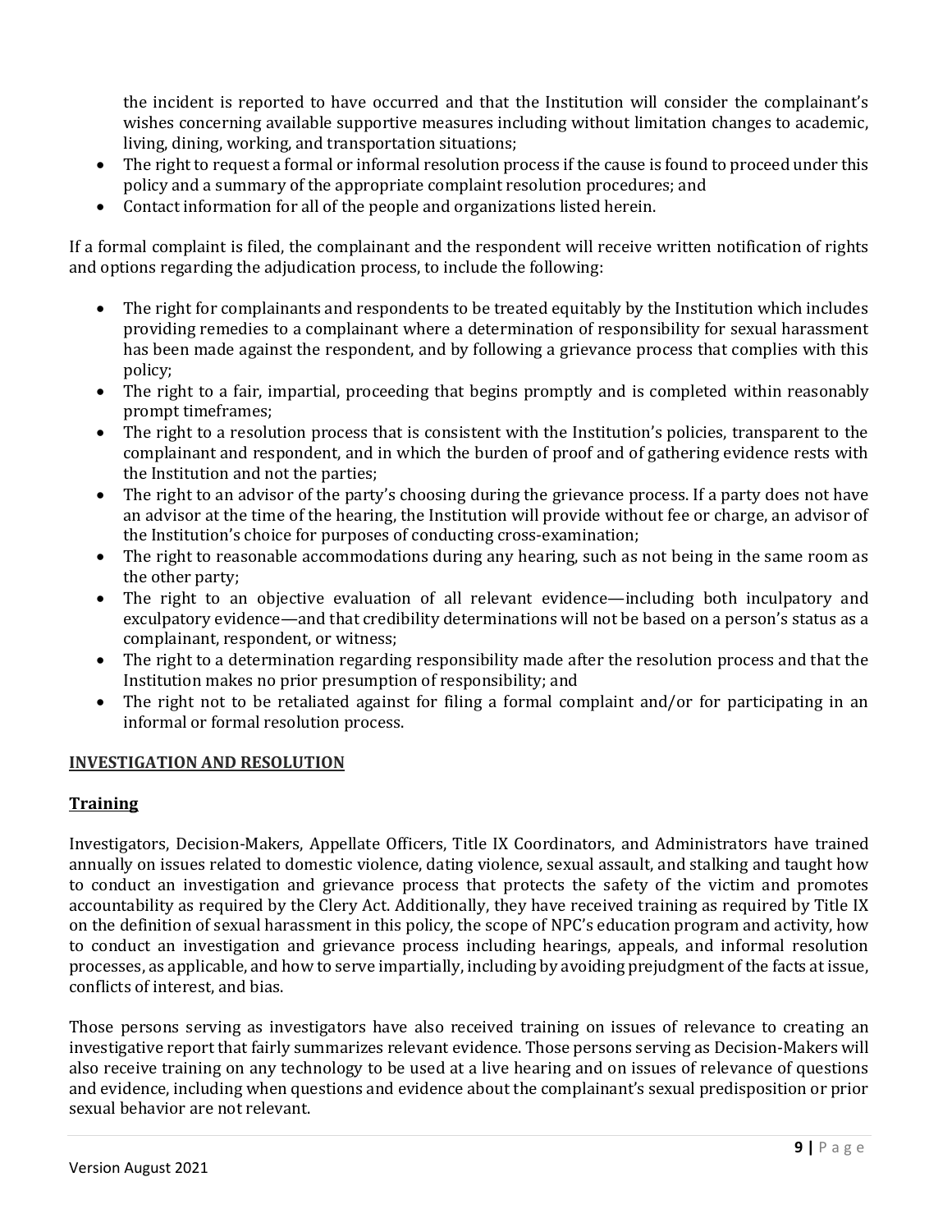the incident is reported to have occurred and that the Institution will consider the complainant's wishes concerning available supportive measures including without limitation changes to academic, living, dining, working, and transportation situations;

- The right to request a formal or informal resolution process if the cause is found to proceed under this policy and a summary of the appropriate complaint resolution procedures; and
- Contact information for all of the people and organizations listed herein.

If a formal complaint is filed, the complainant and the respondent will receive written notification of rights and options regarding the adjudication process, to include the following:

- The right for complainants and respondents to be treated equitably by the Institution which includes providing remedies to a complainant where a determination of responsibility for sexual harassment has been made against the respondent, and by following a grievance process that complies with this policy;
- The right to a fair, impartial, proceeding that begins promptly and is completed within reasonably prompt timeframes;
- The right to a resolution process that is consistent with the Institution's policies, transparent to the complainant and respondent, and in which the burden of proof and of gathering evidence rests with the Institution and not the parties;
- The right to an advisor of the party's choosing during the grievance process. If a party does not have an advisor at the time of the hearing, the Institution will provide without fee or charge, an advisor of the Institution's choice for purposes of conducting cross-examination;
- The right to reasonable accommodations during any hearing, such as not being in the same room as the other party;
- The right to an objective evaluation of all relevant evidence—including both inculpatory and exculpatory evidence—and that credibility determinations will not be based on a person's status as a complainant, respondent, or witness;
- The right to a determination regarding responsibility made after the resolution process and that the Institution makes no prior presumption of responsibility; and
- The right not to be retaliated against for filing a formal complaint and/or for participating in an informal or formal resolution process.

## INVESTIGATION AND RESOLUTION

### Training

Investigators, Decision-Makers, Appellate Officers, Title IX Coordinators, and Administrators have trained annually on issues related to domestic violence, dating violence, sexual assault, and stalking and taught how to conduct an investigation and grievance process that protects the safety of the victim and promotes accountability as required by the Clery Act. Additionally, they have received training as required by Title IX on the definition of sexual harassment in this policy, the scope of NPC's education program and activity, how to conduct an investigation and grievance process including hearings, appeals, and informal resolution processes, as applicable, and how to serve impartially, including by avoiding prejudgment of the facts at issue, conflicts of interest, and bias.

Those persons serving as investigators have also received training on issues of relevance to creating an investigative report that fairly summarizes relevant evidence. Those persons serving as Decision-Makers will also receive training on any technology to be used at a live hearing and on issues of relevance of questions and evidence, including when questions and evidence about the complainant's sexual predisposition or prior sexual behavior are not relevant.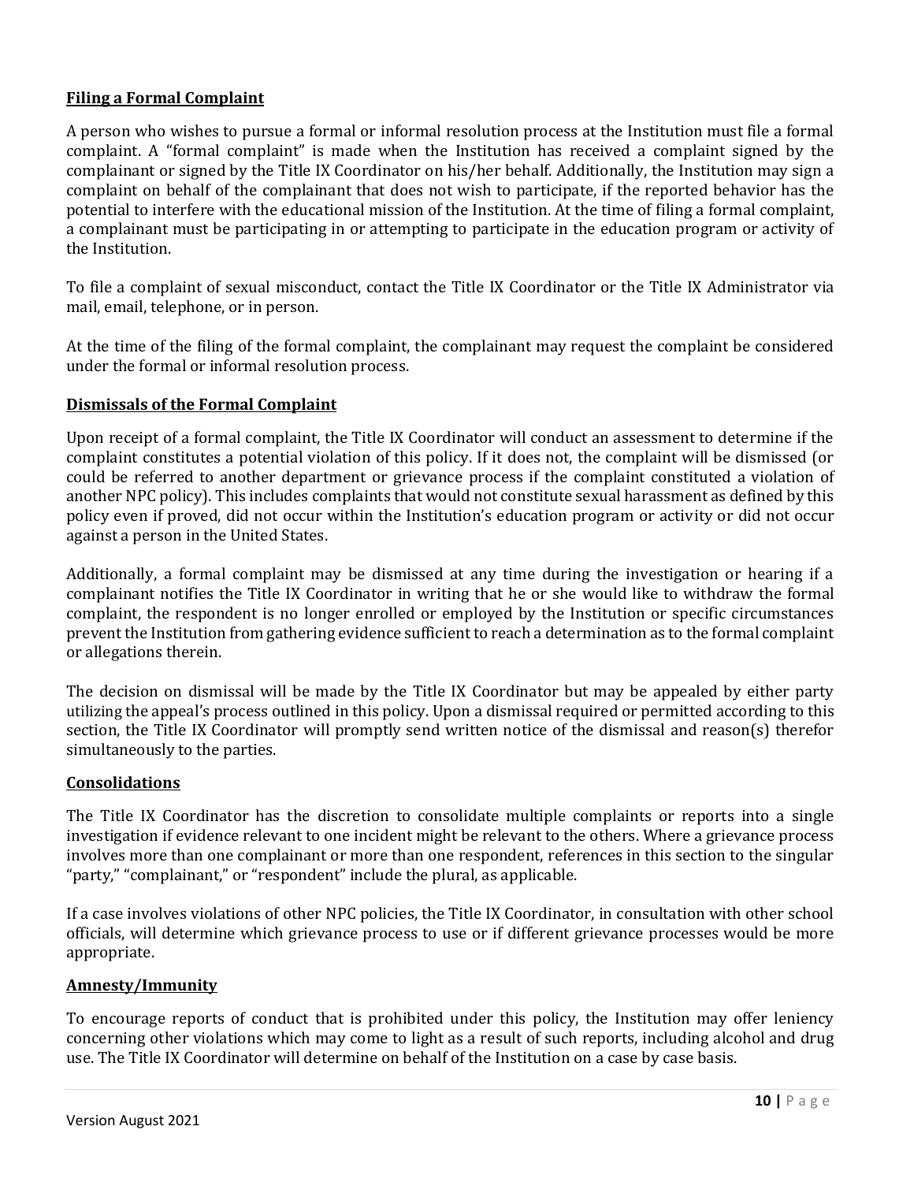## Filing a Formal Complaint

A person who wishes to pursue a formal or informal resolution process at the Institution must file a formal complaint. A "formal complaint" is made when the Institution has received a complaint signed by the complainant or signed by the Title IX Coordinator on his/her behalf. Additionally, the Institution may sign a complaint on behalf of the complainant that does not wish to participate, if the reported behavior has the potential to interfere with the educational mission of the Institution. At the time of filing a formal complaint, a complainant must be participating in or attempting to participate in the education program or activity of the Institution.

To file a complaint of sexual misconduct, contact the Title IX Coordinator or the Title IX Administrator via mail, email, telephone, or in person.

At the time of the filing of the formal complaint, the complainant may request the complaint be considered under the formal or informal resolution process.

## Dismissals of the Formal Complaint

Upon receipt of a formal complaint, the Title IX Coordinator will conduct an assessment to determine if the complaint constitutes a potential violation of this policy. If it does not, the complaint will be dismissed (or could be referred to another department or grievance process if the complaint constituted a violation of another NPC policy). This includes complaints that would not constitute sexual harassment as defined by this policy even if proved, did not occur within the Institution's education program or activity or did not occur against a person in the United States.

Additionally, a formal complaint may be dismissed at any time during the investigation or hearing if a complainant notifies the Title IX Coordinator in writing that he or she would like to withdraw the formal complaint, the respondent is no longer enrolled or employed by the Institution or specific circumstances prevent the Institution from gathering evidence sufficient to reach a determination as to the formal complaint or allegations therein.

The decision on dismissal will be made by the Title IX Coordinator but may be appealed by either party utilizing the appeal's process outlined in this policy. Upon a dismissal required or permitted according to this section, the Title IX Coordinator will promptly send written notice of the dismissal and reason(s) therefor simultaneously to the parties.

## Consolidations

The Title IX Coordinator has the discretion to consolidate multiple complaints or reports into a single investigation if evidence relevant to one incident might be relevant to the others. Where a grievance process involves more than one complainant or more than one respondent, references in this section to the singular "party," "complainant," or "respondent" include the plural, as applicable.

If a case involves violations of other NPC policies, the Title IX Coordinator, in consultation with other school officials, will determine which grievance process to use or if different grievance processes would be more appropriate.

## Amnesty/Immunity

To encourage reports of conduct that is prohibited under this policy, the Institution may offer leniency concerning other violations which may come to light as a result of such reports, including alcohol and drug use. The Title IX Coordinator will determine on behalf of the Institution on a case by case basis.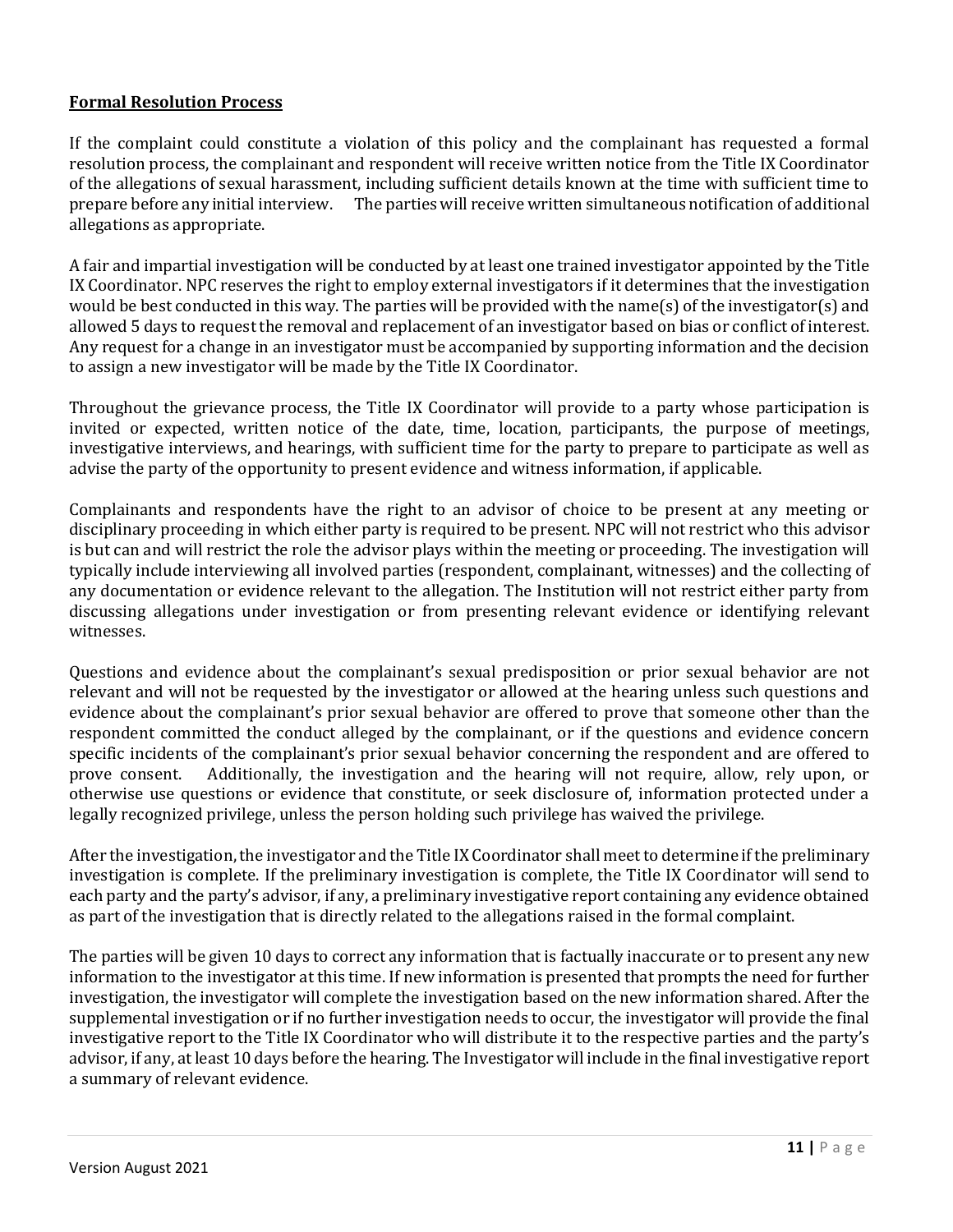## **Formal Resolution Process**

If the complaint could constitute a violation of this policy and the complainant has requested a formal resolution process, the complainant and respondent will receive written notice from the Title IX Coordinator of the allegations of sexual harassment, including sufficient details known at the time with sufficient time to prepare before any initial interview. The parties will receive written simultaneous notification of additional allegations as appropriate.

A fair and impartial investigation will be conducted by at least one trained investigator appointed by the Title IX Coordinator. NPC reserves the right to employ external investigators if it determines that the investigation would be best conducted in this way. The parties will be provided with the name(s) of the investigator(s) and allowed 5 days to request the removal and replacement of an investigator based on bias or conflict of interest. Any request for a change in an investigator must be accompanied by supporting information and the decision to assign a new investigator will be made by the Title IX Coordinator.

Throughout the grievance process, the Title IX Coordinator will provide to a party whose participation is invited or expected, written notice of the date, time, location, participants, the purpose of meetings, investigative interviews, and hearings, with sufficient time for the party to prepare to participate as well as advise the party of the opportunity to present evidence and witness information, if applicable.

Complainants and respondents have the right to an advisor of choice to be present at any meeting or disciplinary proceeding in which either party is required to be present. NPC will not restrict who this advisor is but can and will restrict the role the advisor plays within the meeting or proceeding. The investigation will typically include interviewing all involved parties (respondent, complainant, witnesses) and the collecting of any documentation or evidence relevant to the allegation. The Institution will not restrict either party from discussing allegations under investigation or from presenting relevant evidence or identifying relevant witnesses.

Questions and evidence about the complainant's sexual predisposition or prior sexual behavior are not relevant and will not be requested by the investigator or allowed at the hearing unless such questions and evidence about the complainant's prior sexual behavior are offered to prove that someone other than the respondent committed the conduct alleged by the complainant, or if the questions and evidence concern specific incidents of the complainant's prior sexual behavior concerning the respondent and are offered to prove consent. Additionally, the investigation and the hearing will not require, allow, rely upon, or otherwise use questions or evidence that constitute, or seek disclosure of, information protected under a legally recognized privilege, unless the person holding such privilege has waived the privilege.

After the investigation, the investigator and the Title IX Coordinator shall meet to determine if the preliminary investigation is complete. If the preliminary investigation is complete, the Title IX Coordinator will send to each party and the party's advisor, if any, a preliminary investigative report containing any evidence obtained as part of the investigation that is directly related to the allegations raised in the formal complaint.

The parties will be given 10 days to correct any information that is factually inaccurate or to present any new information to the investigator at this time. If new information is presented that prompts the need for further investigation, the investigator will complete the investigation based on the new information shared. After the supplemental investigation or if no further investigation needs to occur, the investigator will provide the final investigative report to the Title IX Coordinator who will distribute it to the respective parties and the party's advisor, if any, at least 10 days before the hearing. The Investigator will include in the final investigative report a summary of relevant evidence.

Version August 2021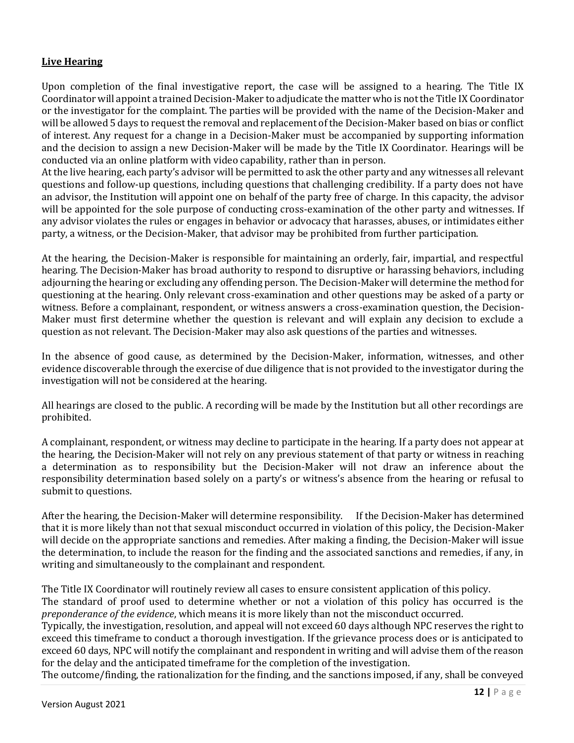**Live Hearing**

Upon completion of the final investigative report, the case will be assigned to a hearing. The Title IX Coordinator will appoint a trained Decision-Maker to adjudicate the matter who is not the Title IX Coordinator or the investigator for the complaint. The parties will be provided with the name of the Decision-Maker and will be allowed 5 days to request the removal and replacement of the Decision-Maker based on bias or conflict of interest. Any request for a change in a Decision-Maker must be accompanied by supporting information and the decision to assign a new Decision-Maker will be made by the Title IX Coordinator. Hearings will be conducted via an online platform with video capability, rather than in person.

At the live hearing, each party's advisor will be permitted to ask the other party and any witnesses all relevant questions and follow-up questions, including questions that challenging credibility. If a party does not have an advisor, the Institution will appoint one on behalf of the party free of charge. In this capacity, the advisor will be appointed for the sole purpose of conducting cross-examination of the other party and witnesses. If any advisor violates the rules or engages in behavior or advocacy that harasses, abuses, or intimidates either party, a witness, or the Decision-Maker, that advisor may be prohibited from further participation.

At the hearing, the Decision-Maker is responsible for maintaining an orderly, fair, impartial, and respectful hearing. The Decision-Maker has broad authority to respond to disruptive or harassing behaviors, including adjourning the hearing or excluding any offending person. The Decision-Maker will determine the method for questioning at the hearing. Only relevant cross-examination and other questions may be asked of a party or witness. Before a complainant, respondent, or witness answers a cross-examination question, the Decision-Maker must first determine whether the question is relevant and will explain any decision to exclude a question as not relevant. The Decision-Maker may also ask questions of the parties and witnesses.

In the absence of good cause, as determined by the Decision-Maker, information, witnesses, and other evidence discoverable through the exercise of due diligence that is not provided to the investigator during the investigation will not be considered at the hearing.

All hearings are closed to the public. A recording will be made by the Institution but all other recordings are prohibited.

A complainant, respondent, or witness may decline to participate in the hearing. If a party does not appear at the hearing, the Decision-Maker will not rely on any previous statement of that party or witness in reaching a determination as to responsibility but the Decision-Maker will not draw an inference about the responsibility determination based solely on a party's or witness's absence from the hearing or refusal to submit to questions.

After the hearing, the Decision-Maker will determine responsibility. If the Decision-Maker has determined that it is more likely than not that sexual misconduct occurred in violation of this policy, the Decision-Maker will decide on the appropriate sanctions and remedies. After making a finding, the Decision-Maker will issue the determination, to include the reason for the finding and the associated sanctions and remedies, if any, in writing and simultaneously to the complainant and respondent.

The Title IX Coordinator will routinely review all cases to ensure consistent application of this policy.

The standard of proof used to determine whether or not a violation of this policy has occurred is the *preponderance of the evidence*, which means it is more likely than not the misconduct occurred.

Typically, the investigation, resolution, and appeal will not exceed 60 days although NPC reserves the right to exceed this timeframe to conduct a thorough investigation. If the grievance process does or is anticipated to exceed 60 days, NPC will notify the complainant and respondent in writing and will advise them of the reason for the delay and the anticipated timeframe for the completion of the investigation.

The outcome/finding, the rationalization for the finding, and the sanctions imposed, if any, shall be conveyed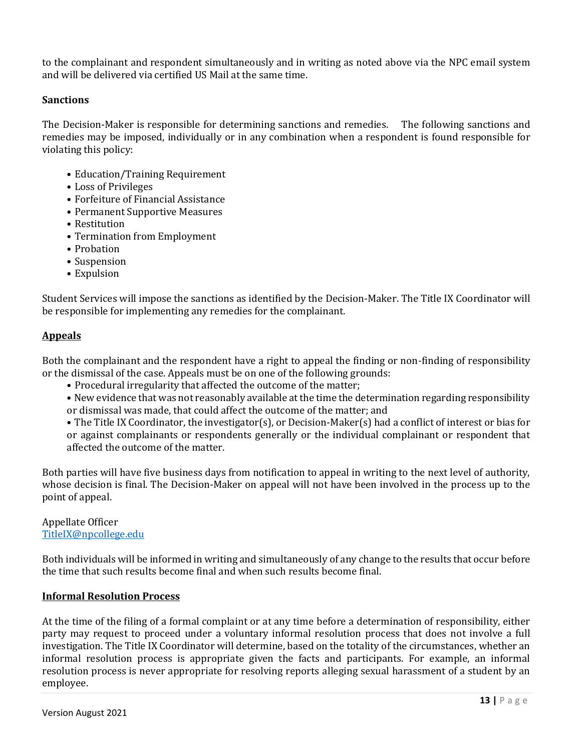to the complainant and respondent simultaneously and in writing as noted above via the NPC email system and will be delivered via certified US Mail at the same time.

**Sanctions**

The Decision-Maker is responsible for determining sanctions and remedies. The following sanctions and remedies may be imposed, individually or in any combination when a respondent is found responsible for violating this policy:

- Education/Training Requirement
- Loss of Privileges
- Forfeiture of Financial Assistance
- Permanent Supportive Measures
- Restitution
- Termination from Employment
- Probation
- Suspension
- Expulsion

Student Services will impose the sanctions as identified by the Decision-Maker. The Title IX Coordinator will be responsible for implementing any remedies for the complainant.

**Appeals**

Both the complainant and the respondent have a right to appeal the finding or non-finding of responsibility or the dismissal of the case. Appeals must be on one of the following grounds:

- Procedural irregularity that affected the outcome of the matter;
- New evidence that was not reasonably available at the time the determination regarding responsibility or dismissal was made, that could affect the outcome of the matter; and
- The Title IX Coordinator, the investigator(s), or Decision-Maker(s) had a conflict of interest or bias for or against complainants or respondents generally or the individual complainant or respondent that affected the outcome of the matter.

Both parties will have five business days from notification to appeal in writing to the next level of authority, whose decision is final. The Decision-Maker on appeal will not have been involved in the process up to the point of appeal.

Appellate Officer
TitleIX@npcollege.edu

Both individuals will be informed in writing and simultaneously of any change to the results that occur before the time that such results become final and when such results become final.

**Informal Resolution Process**

At the time of the filing of a formal complaint or at any time before a determination of responsibility, either party may request to proceed under a voluntary informal resolution process that does not involve a full investigation. The Title IX Coordinator will determine, based on the totality of the circumstances, whether an informal resolution process is appropriate given the facts and participants. For example, an informal resolution process is never appropriate for resolving reports alleging sexual harassment of a student by an employee.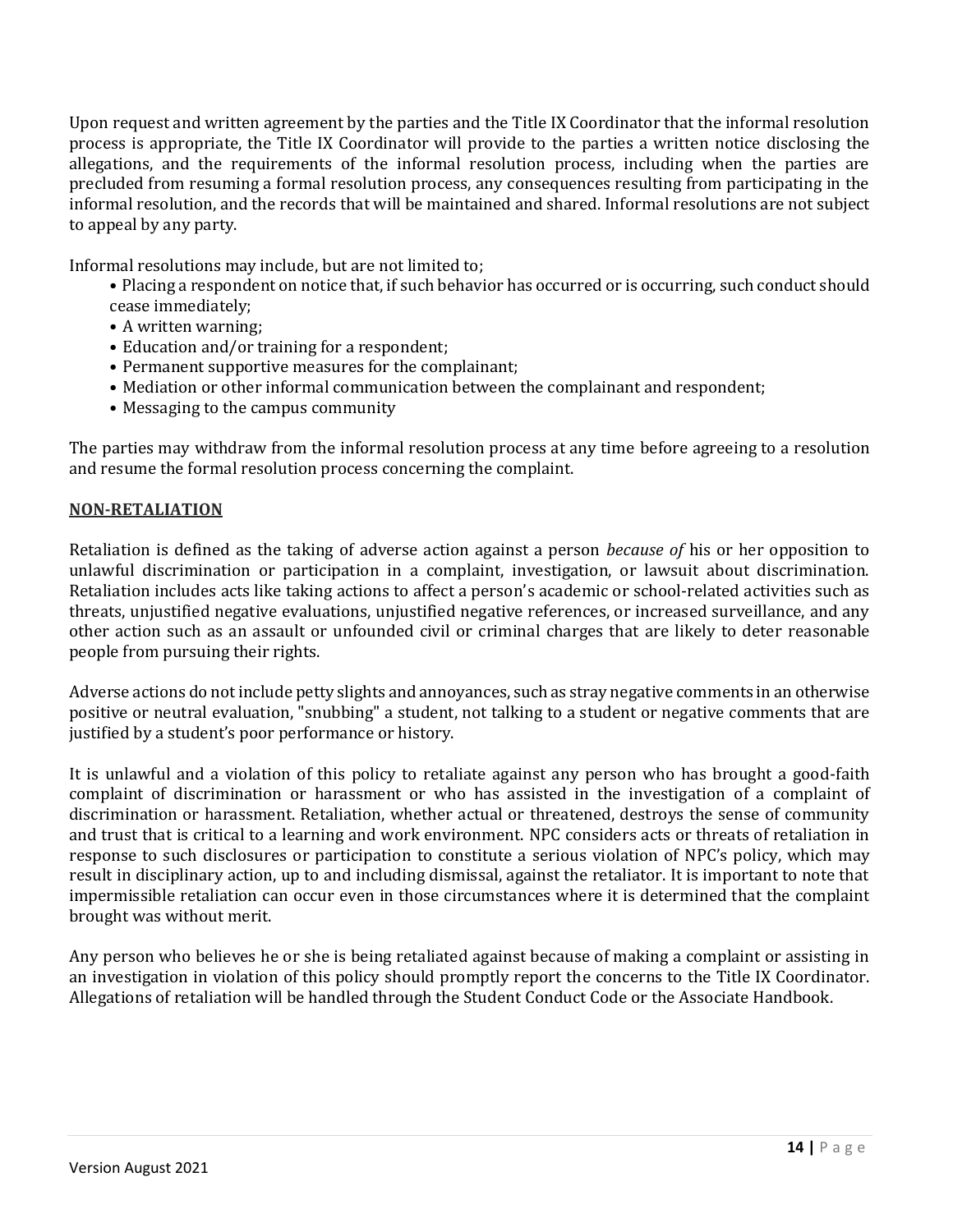Upon request and written agreement by the parties and the Title IX Coordinator that the informal resolution process is appropriate, the Title IX Coordinator will provide to the parties a written notice disclosing the allegations, and the requirements of the informal resolution process, including when the parties are precluded from resuming a formal resolution process, any consequences resulting from participating in the informal resolution, and the records that will be maintained and shared. Informal resolutions are not subject to appeal by any party.

Informal resolutions may include, but are not limited to;

- Placing a respondent on notice that, if such behavior has occurred or is occurring, such conduct should cease immediately;
- A written warning;
- Education and/or training for a respondent;
- Permanent supportive measures for the complainant;
- Mediation or other informal communication between the complainant and respondent;
- Messaging to the campus community

The parties may withdraw from the informal resolution process at any time before agreeing to a resolution and resume the formal resolution process concerning the complaint.

## NON-RETALIATION

Retaliation is defined as the taking of adverse action against a person *because of* his or her opposition to unlawful discrimination or participation in a complaint, investigation, or lawsuit about discrimination. Retaliation includes acts like taking actions to affect a person's academic or school-related activities such as threats, unjustified negative evaluations, unjustified negative references, or increased surveillance, and any other action such as an assault or unfounded civil or criminal charges that are likely to deter reasonable people from pursuing their rights.

Adverse actions do not include petty slights and annoyances, such as stray negative comments in an otherwise positive or neutral evaluation, "snubbing" a student, not talking to a student or negative comments that are justified by a student's poor performance or history.

It is unlawful and a violation of this policy to retaliate against any person who has brought a good-faith complaint of discrimination or harassment or who has assisted in the investigation of a complaint of discrimination or harassment. Retaliation, whether actual or threatened, destroys the sense of community and trust that is critical to a learning and work environment. NPC considers acts or threats of retaliation in response to such disclosures or participation to constitute a serious violation of NPC's policy, which may result in disciplinary action, up to and including dismissal, against the retaliator. It is important to note that impermissible retaliation can occur even in those circumstances where it is determined that the complaint brought was without merit.

Any person who believes he or she is being retaliated against because of making a complaint or assisting in an investigation in violation of this policy should promptly report the concerns to the Title IX Coordinator. Allegations of retaliation will be handled through the Student Conduct Code or the Associate Handbook.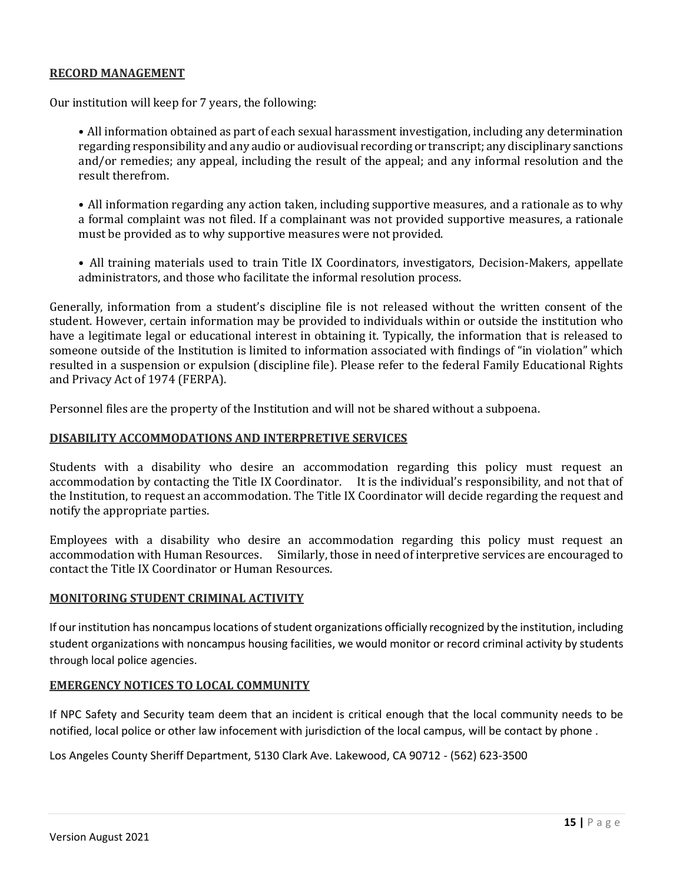## RECORD MANAGEMENT

Our institution will keep for 7 years, the following:

- All information obtained as part of each sexual harassment investigation, including any determination regarding responsibility and any audio or audiovisual recording or transcript; any disciplinary sanctions and/or remedies; any appeal, including the result of the appeal; and any informal resolution and the result therefrom.

- All information regarding any action taken, including supportive measures, and a rationale as to why a formal complaint was not filed. If a complainant was not provided supportive measures, a rationale must be provided as to why supportive measures were not provided.

- All training materials used to train Title IX Coordinators, investigators, Decision-Makers, appellate administrators, and those who facilitate the informal resolution process.

Generally, information from a student's discipline file is not released without the written consent of the student. However, certain information may be provided to individuals within or outside the institution who have a legitimate legal or educational interest in obtaining it. Typically, the information that is released to someone outside of the Institution is limited to information associated with findings of "in violation" which resulted in a suspension or expulsion (discipline file). Please refer to the federal Family Educational Rights and Privacy Act of 1974 (FERPA).

Personnel files are the property of the Institution and will not be shared without a subpoena.

## DISABILITY ACCOMMODATIONS AND INTERPRETIVE SERVICES

Students with a disability who desire an accommodation regarding this policy must request an accommodation by contacting the Title IX Coordinator. It is the individual's responsibility, and not that of the Institution, to request an accommodation. The Title IX Coordinator will decide regarding the request and notify the appropriate parties.

Employees with a disability who desire an accommodation regarding this policy must request an accommodation with Human Resources. Similarly, those in need of interpretive services are encouraged to contact the Title IX Coordinator or Human Resources.

## MONITORING STUDENT CRIMINAL ACTIVITY

If our institution has noncampus locations of student organizations officially recognized by the institution, including student organizations with noncampus housing facilities, we would monitor or record criminal activity by students through local police agencies.

## EMERGENCY NOTICES TO LOCAL COMMUNITY

If NPC Safety and Security team deem that an incident is critical enough that the local community needs to be notified, local police or other law infocement with jurisdiction of the local campus, will be contact by phone .

Los Angeles County Sheriff Department, 5130 Clark Ave. Lakewood, CA 90712 - (562) 623-3500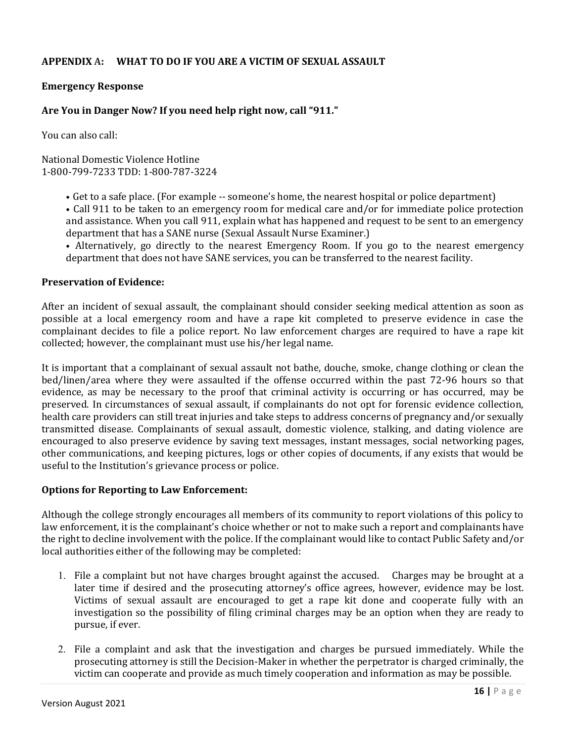## APPENDIX A: WHAT TO DO IF YOU ARE A VICTIM OF SEXUAL ASSAULT

### Emergency Response

### Are You in Danger Now? If you need help right now, call "911."

You can also call:

National Domestic Violence Hotline
1-800-799-7233 TDD: 1-800-787-3224

- Get to a safe place. (For example -- someone's home, the nearest hospital or police department)
- Call 911 to be taken to an emergency room for medical care and/or for immediate police protection and assistance. When you call 911, explain what has happened and request to be sent to an emergency department that has a SANE nurse (Sexual Assault Nurse Examiner.)
- Alternatively, go directly to the nearest Emergency Room. If you go to the nearest emergency department that does not have SANE services, you can be transferred to the nearest facility.

### Preservation of Evidence:

After an incident of sexual assault, the complainant should consider seeking medical attention as soon as possible at a local emergency room and have a rape kit completed to preserve evidence in case the complainant decides to file a police report. No law enforcement charges are required to have a rape kit collected; however, the complainant must use his/her legal name.

It is important that a complainant of sexual assault not bathe, douche, smoke, change clothing or clean the bed/linen/area where they were assaulted if the offense occurred within the past 72-96 hours so that evidence, as may be necessary to the proof that criminal activity is occurring or has occurred, may be preserved. In circumstances of sexual assault, if complainants do not opt for forensic evidence collection, health care providers can still treat injuries and take steps to address concerns of pregnancy and/or sexually transmitted disease. Complainants of sexual assault, domestic violence, stalking, and dating violence are encouraged to also preserve evidence by saving text messages, instant messages, social networking pages, other communications, and keeping pictures, logs or other copies of documents, if any exists that would be useful to the Institution's grievance process or police.

### Options for Reporting to Law Enforcement:

Although the college strongly encourages all members of its community to report violations of this policy to law enforcement, it is the complainant's choice whether or not to make such a report and complainants have the right to decline involvement with the police. If the complainant would like to contact Public Safety and/or local authorities either of the following may be completed:

1. File a complaint but not have charges brought against the accused. Charges may be brought at a later time if desired and the prosecuting attorney's office agrees, however, evidence may be lost. Victims of sexual assault are encouraged to get a rape kit done and cooperate fully with an investigation so the possibility of filing criminal charges may be an option when they are ready to pursue, if ever.

2. File a complaint and ask that the investigation and charges be pursued immediately. While the prosecuting attorney is still the Decision-Maker in whether the perpetrator is charged criminally, the victim can cooperate and provide as much timely cooperation and information as may be possible.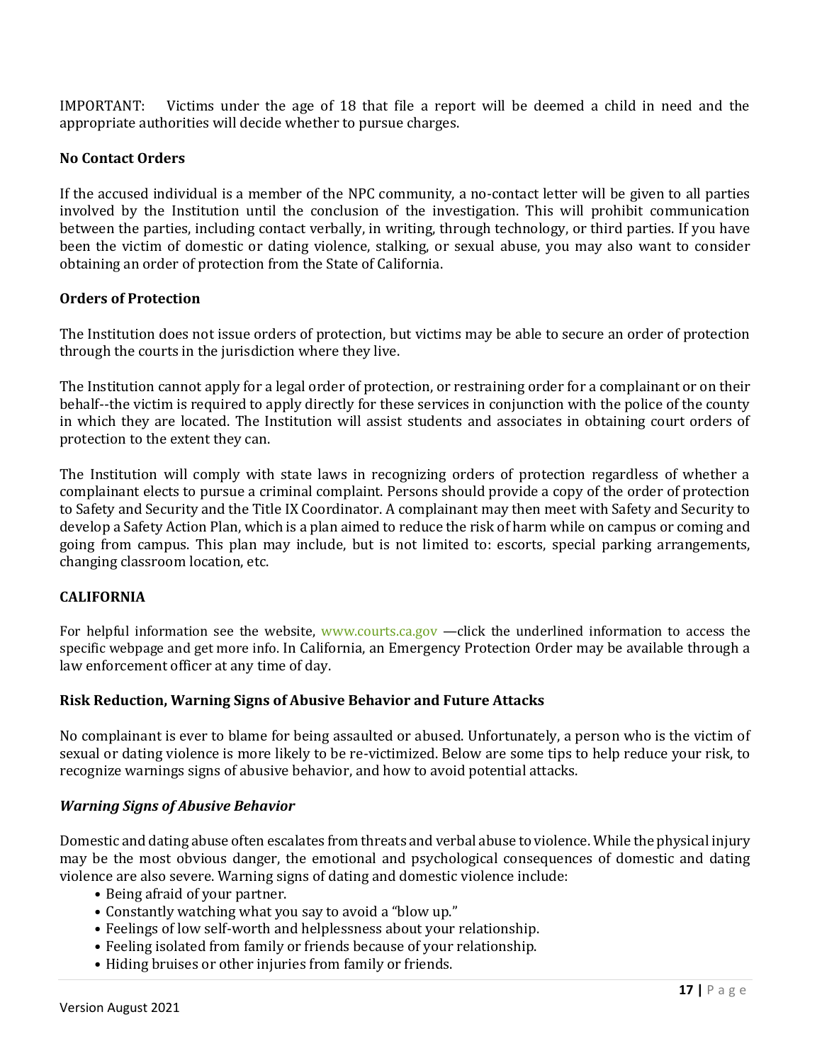IMPORTANT: Victims under the age of 18 that file a report will be deemed a child in need and the appropriate authorities will decide whether to pursue charges.

**No Contact Orders**

If the accused individual is a member of the NPC community, a no-contact letter will be given to all parties involved by the Institution until the conclusion of the investigation. This will prohibit communication between the parties, including contact verbally, in writing, through technology, or third parties. If you have been the victim of domestic or dating violence, stalking, or sexual abuse, you may also want to consider obtaining an order of protection from the State of California.

**Orders of Protection**

The Institution does not issue orders of protection, but victims may be able to secure an order of protection through the courts in the jurisdiction where they live.

The Institution cannot apply for a legal order of protection, or restraining order for a complainant or on their behalf--the victim is required to apply directly for these services in conjunction with the police of the county in which they are located. The Institution will assist students and associates in obtaining court orders of protection to the extent they can.

The Institution will comply with state laws in recognizing orders of protection regardless of whether a complainant elects to pursue a criminal complaint. Persons should provide a copy of the order of protection to Safety and Security and the Title IX Coordinator. A complainant may then meet with Safety and Security to develop a Safety Action Plan, which is a plan aimed to reduce the risk of harm while on campus or coming and going from campus. This plan may include, but is not limited to: escorts, special parking arrangements, changing classroom location, etc.

**CALIFORNIA**

For helpful information see the website, www.courts.ca.gov —click the underlined information to access the specific webpage and get more info. In California, an Emergency Protection Order may be available through a law enforcement officer at any time of day.

**Risk Reduction, Warning Signs of Abusive Behavior and Future Attacks**

No complainant is ever to blame for being assaulted or abused. Unfortunately, a person who is the victim of sexual or dating violence is more likely to be re-victimized. Below are some tips to help reduce your risk, to recognize warnings signs of abusive behavior, and how to avoid potential attacks.

***Warning Signs of Abusive Behavior***

Domestic and dating abuse often escalates from threats and verbal abuse to violence. While the physical injury may be the most obvious danger, the emotional and psychological consequences of domestic and dating violence are also severe. Warning signs of dating and domestic violence include:

- Being afraid of your partner.
- Constantly watching what you say to avoid a "blow up."
- Feelings of low self-worth and helplessness about your relationship.
- Feeling isolated from family or friends because of your relationship.
- Hiding bruises or other injuries from family or friends.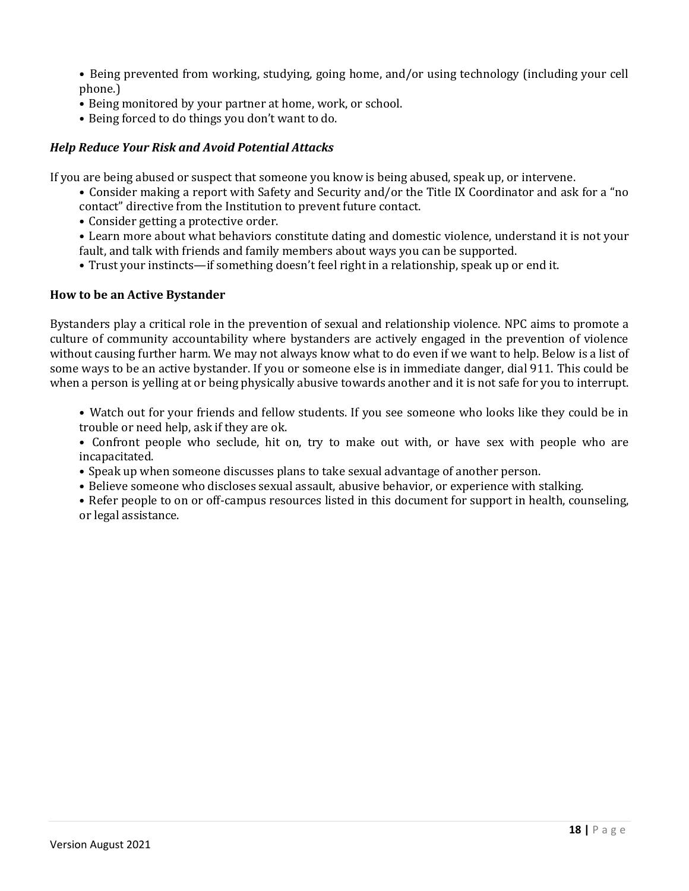- Being prevented from working, studying, going home, and/or using technology (including your cell phone.)
- Being monitored by your partner at home, work, or school.
- Being forced to do things you don't want to do.

***Help Reduce Your Risk and Avoid Potential Attacks***

If you are being abused or suspect that someone you know is being abused, speak up, or intervene.

- Consider making a report with Safety and Security and/or the Title IX Coordinator and ask for a "no contact" directive from the Institution to prevent future contact.
- Consider getting a protective order.
- Learn more about what behaviors constitute dating and domestic violence, understand it is not your fault, and talk with friends and family members about ways you can be supported.
- Trust your instincts—if something doesn't feel right in a relationship, speak up or end it.

**How to be an Active Bystander**

Bystanders play a critical role in the prevention of sexual and relationship violence. NPC aims to promote a culture of community accountability where bystanders are actively engaged in the prevention of violence without causing further harm. We may not always know what to do even if we want to help. Below is a list of some ways to be an active bystander. If you or someone else is in immediate danger, dial 911. This could be when a person is yelling at or being physically abusive towards another and it is not safe for you to interrupt.

- Watch out for your friends and fellow students. If you see someone who looks like they could be in trouble or need help, ask if they are ok.
- Confront people who seclude, hit on, try to make out with, or have sex with people who are incapacitated.
- Speak up when someone discusses plans to take sexual advantage of another person.
- Believe someone who discloses sexual assault, abusive behavior, or experience with stalking.
- Refer people to on or off-campus resources listed in this document for support in health, counseling, or legal assistance.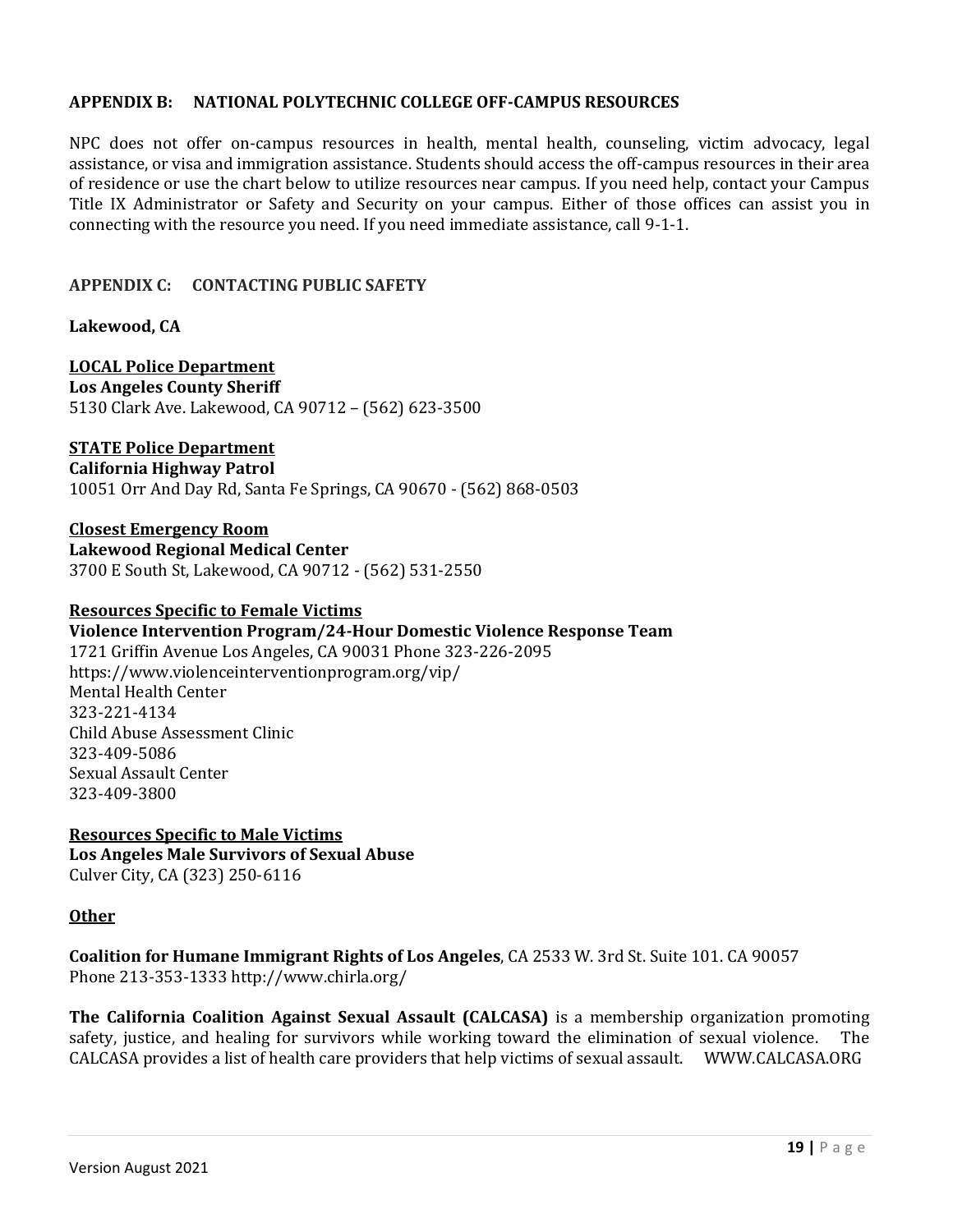## APPENDIX B: NATIONAL POLYTECHNIC COLLEGE OFF-CAMPUS RESOURCES

NPC does not offer on-campus resources in health, mental health, counseling, victim advocacy, legal assistance, or visa and immigration assistance. Students should access the off-campus resources in their area of residence or use the chart below to utilize resources near campus. If you need help, contact your Campus Title IX Administrator or Safety and Security on your campus. Either of those offices can assist you in connecting with the resource you need. If you need immediate assistance, call 9-1-1.

## APPENDIX C: CONTACTING PUBLIC SAFETY

**Lakewood, CA**

**LOCAL Police Department**
**Los Angeles County Sheriff**
5130 Clark Ave. Lakewood, CA 90712 – (562) 623-3500

**STATE Police Department**
**California Highway Patrol**
10051 Orr And Day Rd, Santa Fe Springs, CA 90670 - (562) 868-0503

**Closest Emergency Room**
**Lakewood Regional Medical Center**
3700 E South St, Lakewood, CA 90712 - (562) 531-2550

**Resources Specific to Female Victims**
**Violence Intervention Program/24-Hour Domestic Violence Response Team**
1721 Griffin Avenue Los Angeles, CA 90031 Phone 323-226-2095
https://www.violenceinterventionprogram.org/vip/
Mental Health Center
323-221-4134
Child Abuse Assessment Clinic
323-409-5086
Sexual Assault Center
323-409-3800

**Resources Specific to Male Victims**
**Los Angeles Male Survivors of Sexual Abuse**
Culver City, CA (323) 250-6116

**Other**

**Coalition for Humane Immigrant Rights of Los Angeles**, CA 2533 W. 3rd St. Suite 101. CA 90057
Phone 213-353-1333 http://www.chirla.org/

**The California Coalition Against Sexual Assault (CALCASA)** is a membership organization promoting safety, justice, and healing for survivors while working toward the elimination of sexual violence. The CALCASA provides a list of health care providers that help victims of sexual assault. WWW.CALCASA.ORG

Version August 2021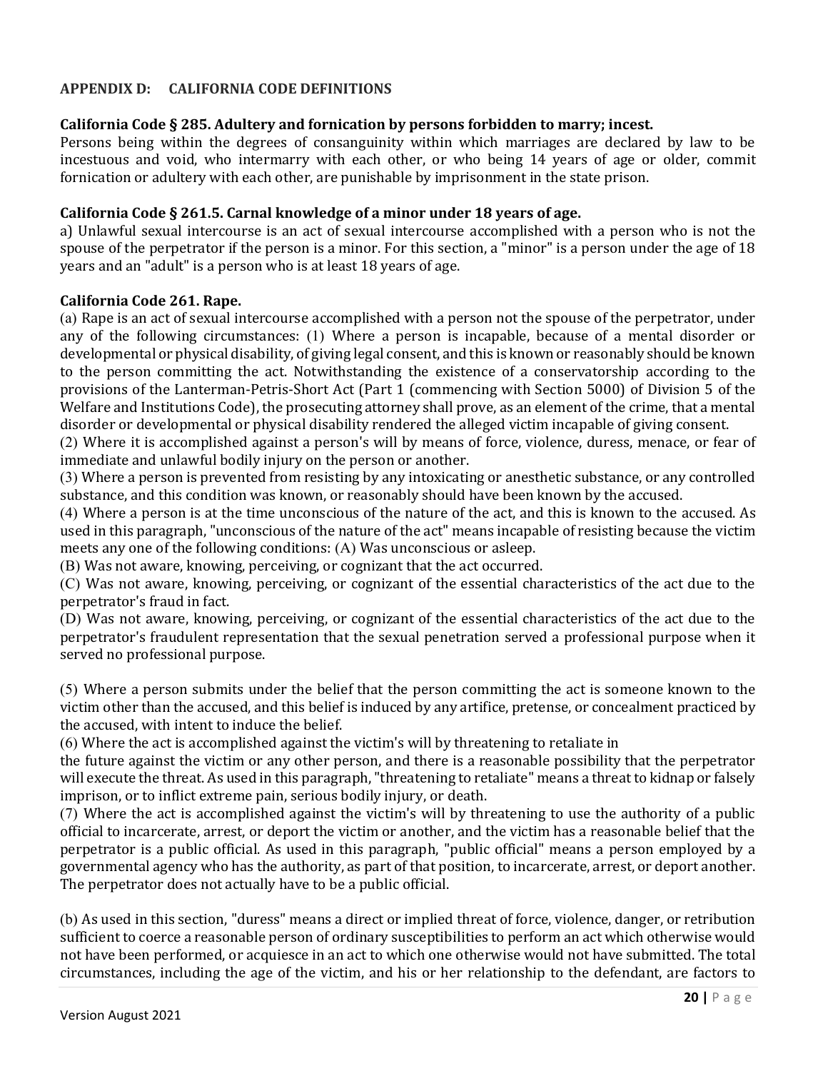## APPENDIX D: CALIFORNIA CODE DEFINITIONS

**California Code § 285. Adultery and fornication by persons forbidden to marry; incest.**
Persons being within the degrees of consanguinity within which marriages are declared by law to be incestuous and void, who intermarry with each other, or who being 14 years of age or older, commit fornication or adultery with each other, are punishable by imprisonment in the state prison.

**California Code § 261.5. Carnal knowledge of a minor under 18 years of age.**
a) Unlawful sexual intercourse is an act of sexual intercourse accomplished with a person who is not the spouse of the perpetrator if the person is a minor. For this section, a "minor" is a person under the age of 18 years and an "adult" is a person who is at least 18 years of age.

**California Code 261. Rape.**
(a) Rape is an act of sexual intercourse accomplished with a person not the spouse of the perpetrator, under any of the following circumstances: (1) Where a person is incapable, because of a mental disorder or developmental or physical disability, of giving legal consent, and this is known or reasonably should be known to the person committing the act. Notwithstanding the existence of a conservatorship according to the provisions of the Lanterman-Petris-Short Act (Part 1 (commencing with Section 5000) of Division 5 of the Welfare and Institutions Code), the prosecuting attorney shall prove, as an element of the crime, that a mental disorder or developmental or physical disability rendered the alleged victim incapable of giving consent.
(2) Where it is accomplished against a person's will by means of force, violence, duress, menace, or fear of immediate and unlawful bodily injury on the person or another.
(3) Where a person is prevented from resisting by any intoxicating or anesthetic substance, or any controlled substance, and this condition was known, or reasonably should have been known by the accused.
(4) Where a person is at the time unconscious of the nature of the act, and this is known to the accused. As used in this paragraph, "unconscious of the nature of the act" means incapable of resisting because the victim meets any one of the following conditions: (A) Was unconscious or asleep.
(B) Was not aware, knowing, perceiving, or cognizant that the act occurred.
(C) Was not aware, knowing, perceiving, or cognizant of the essential characteristics of the act due to the perpetrator's fraud in fact.
(D) Was not aware, knowing, perceiving, or cognizant of the essential characteristics of the act due to the perpetrator's fraudulent representation that the sexual penetration served a professional purpose when it served no professional purpose.

(5) Where a person submits under the belief that the person committing the act is someone known to the victim other than the accused, and this belief is induced by any artifice, pretense, or concealment practiced by the accused, with intent to induce the belief.
(6) Where the act is accomplished against the victim's will by threatening to retaliate in the future against the victim or any other person, and there is a reasonable possibility that the perpetrator will execute the threat. As used in this paragraph, "threatening to retaliate" means a threat to kidnap or falsely imprison, or to inflict extreme pain, serious bodily injury, or death.
(7) Where the act is accomplished against the victim's will by threatening to use the authority of a public official to incarcerate, arrest, or deport the victim or another, and the victim has a reasonable belief that the perpetrator is a public official. As used in this paragraph, "public official" means a person employed by a governmental agency who has the authority, as part of that position, to incarcerate, arrest, or deport another. The perpetrator does not actually have to be a public official.

(b) As used in this section, "duress" means a direct or implied threat of force, violence, danger, or retribution sufficient to coerce a reasonable person of ordinary susceptibilities to perform an act which otherwise would not have been performed, or acquiesce in an act to which one otherwise would not have submitted. The total circumstances, including the age of the victim, and his or her relationship to the defendant, are factors to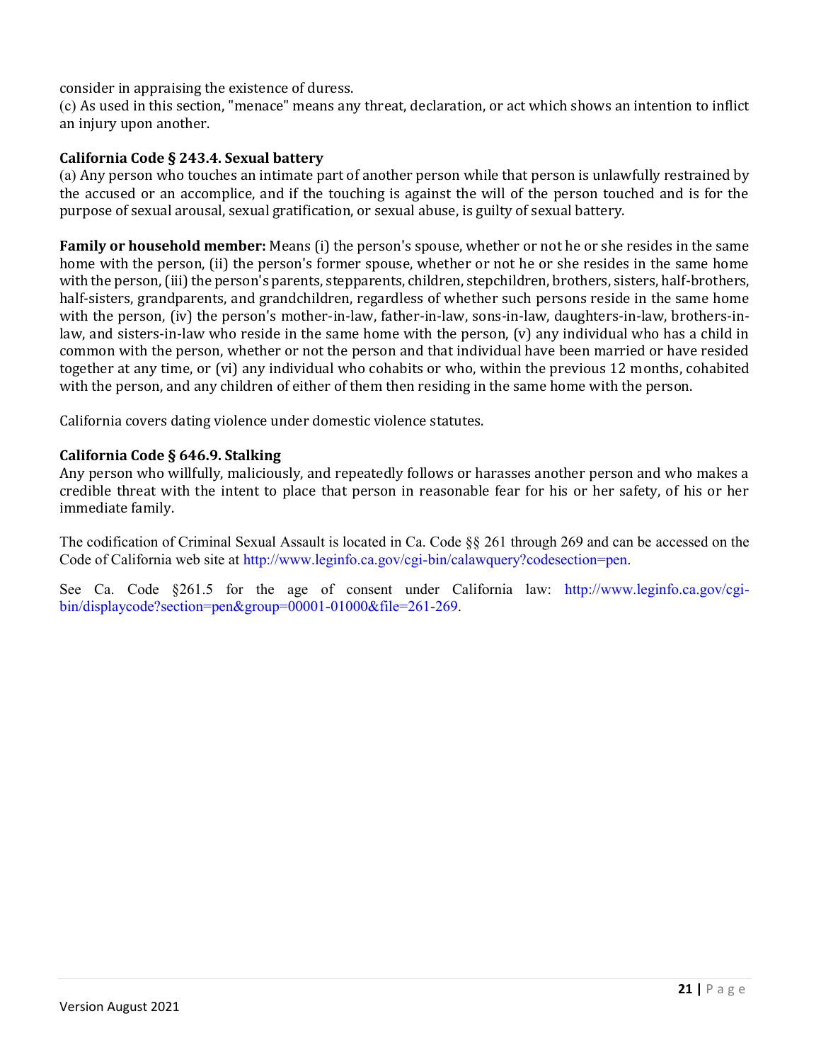consider in appraising the existence of duress.
(c) As used in this section, "menace" means any threat, declaration, or act which shows an intention to inflict an injury upon another.

**California Code § 243.4. Sexual battery**
(a) Any person who touches an intimate part of another person while that person is unlawfully restrained by the accused or an accomplice, and if the touching is against the will of the person touched and is for the purpose of sexual arousal, sexual gratification, or sexual abuse, is guilty of sexual battery.

**Family or household member:** Means (i) the person's spouse, whether or not he or she resides in the same home with the person, (ii) the person's former spouse, whether or not he or she resides in the same home with the person, (iii) the person's parents, stepparents, children, stepchildren, brothers, sisters, half-brothers, half-sisters, grandparents, and grandchildren, regardless of whether such persons reside in the same home with the person, (iv) the person's mother-in-law, father-in-law, sons-in-law, daughters-in-law, brothers-in-law, and sisters-in-law who reside in the same home with the person, (v) any individual who has a child in common with the person, whether or not the person and that individual have been married or have resided together at any time, or (vi) any individual who cohabits or who, within the previous 12 months, cohabited with the person, and any children of either of them then residing in the same home with the person.

California covers dating violence under domestic violence statutes.

**California Code § 646.9. Stalking**
Any person who willfully, maliciously, and repeatedly follows or harasses another person and who makes a credible threat with the intent to place that person in reasonable fear for his or her safety, of his or her immediate family.

The codification of Criminal Sexual Assault is located in Ca. Code §§ 261 through 269 and can be accessed on the Code of California web site at http://www.leginfo.ca.gov/cgi-bin/calawquery?codesection=pen.

See Ca. Code §261.5 for the age of consent under California law: http://www.leginfo.ca.gov/cgi-bin/displaycode?section=pen&group=00001-01000&file=261-269.

Version August 2021